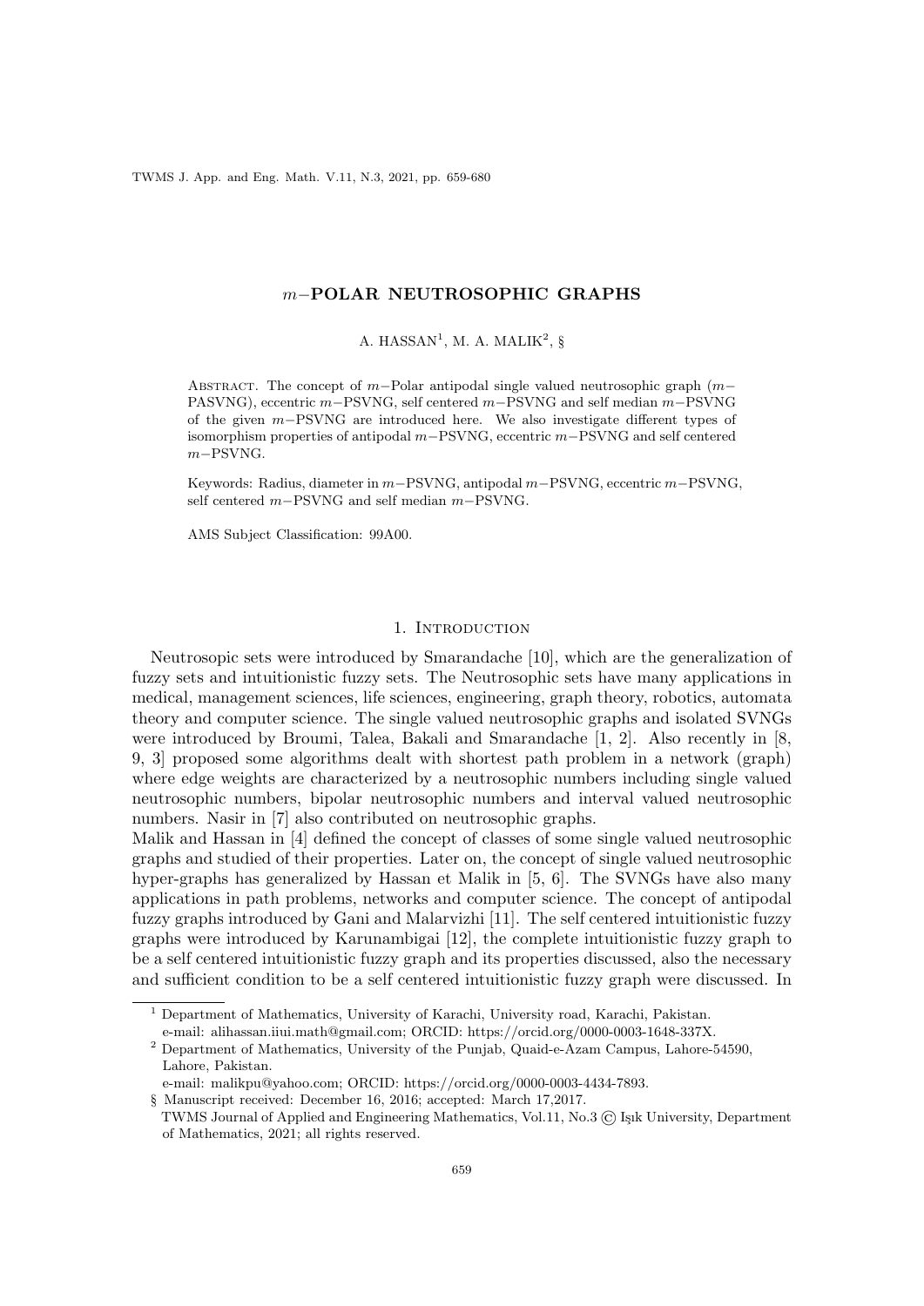# $m-$POLAR NEUTROSOPHIC GRAPHS

A. HASSAN[1], M. A. MALIK[2], §

Abstract. The concept of $m-$Polar antipodal single valued neutrosophic graph ($m-$PASVNG), eccentric $m-$PSVNG, self centered $m-$PSVNG and self median $m-$PSVNG of the given $m-$PSVNG are introduced here. We also investigate different types of isomorphism properties of antipodal $m-$PSVNG, eccentric $m-$PSVNG and self centered $m-$PSVNG.

Keywords: Radius, diameter in $m-$PSVNG, antipodal $m-$PSVNG, eccentric $m-$PSVNG, self centered $m-$PSVNG and self median $m-$PSVNG.

AMS Subject Classification: 99A00.

## 1. Introduction

Neutrosopic sets were introduced by Smarandache [10], which are the generalization of fuzzy sets and intuitionistic fuzzy sets. The Neutrosophic sets have many applications in medical, management sciences, life sciences, engineering, graph theory, robotics, automata theory and computer science. The single valued neutrosophic graphs and isolated SVNGs were introduced by Broumi, Talea, Bakali and Smarandache [1, 2]. Also recently in [8, 9, 3] proposed some algorithms dealt with shortest path problem in a network (graph) where edge weights are characterized by a neutrosophic numbers including single valued neutrosophic numbers, bipolar neutrosophic numbers and interval valued neutrosophic numbers. Nasir in [7] also contributed on neutrosophic graphs.
Malik and Hassan in [4] defined the concept of classes of some single valued neutrosophic graphs and studied of their properties. Later on, the concept of single valued neutrosophic hyper-graphs has generalized by Hassan et Malik in [5, 6]. The SVNGs have also many applications in path problems, networks and computer science. The concept of antipodal fuzzy graphs introduced by Gani and Malarvizhi [11]. The self centered intuitionistic fuzzy graphs were introduced by Karunambigai [12], the complete intuitionistic fuzzy graph to be a self centered intuitionistic fuzzy graph and its properties discussed, also the necessary and sufficient condition to be a self centered intuitionistic fuzzy graph were discussed. In

[1] Department of Mathematics, University of Karachi, University road, Karachi, Pakistan.
e-mail: alihassan.iiui.math@gmail.com; ORCID: https://orcid.org/0000-0003-1648-337X.

[2] Department of Mathematics, University of the Punjab, Quaid-e-Azam Campus, Lahore-54590, Lahore, Pakistan.
e-mail: malikpu@yahoo.com; ORCID: https://orcid.org/0000-0003-4434-7893.

§ Manuscript received: December 16, 2016; accepted: March 17,2017.
TWMS Journal of Applied and Engineering Mathematics, Vol.11, No.3 © Işık University, Department of Mathematics, 2021; all rights reserved.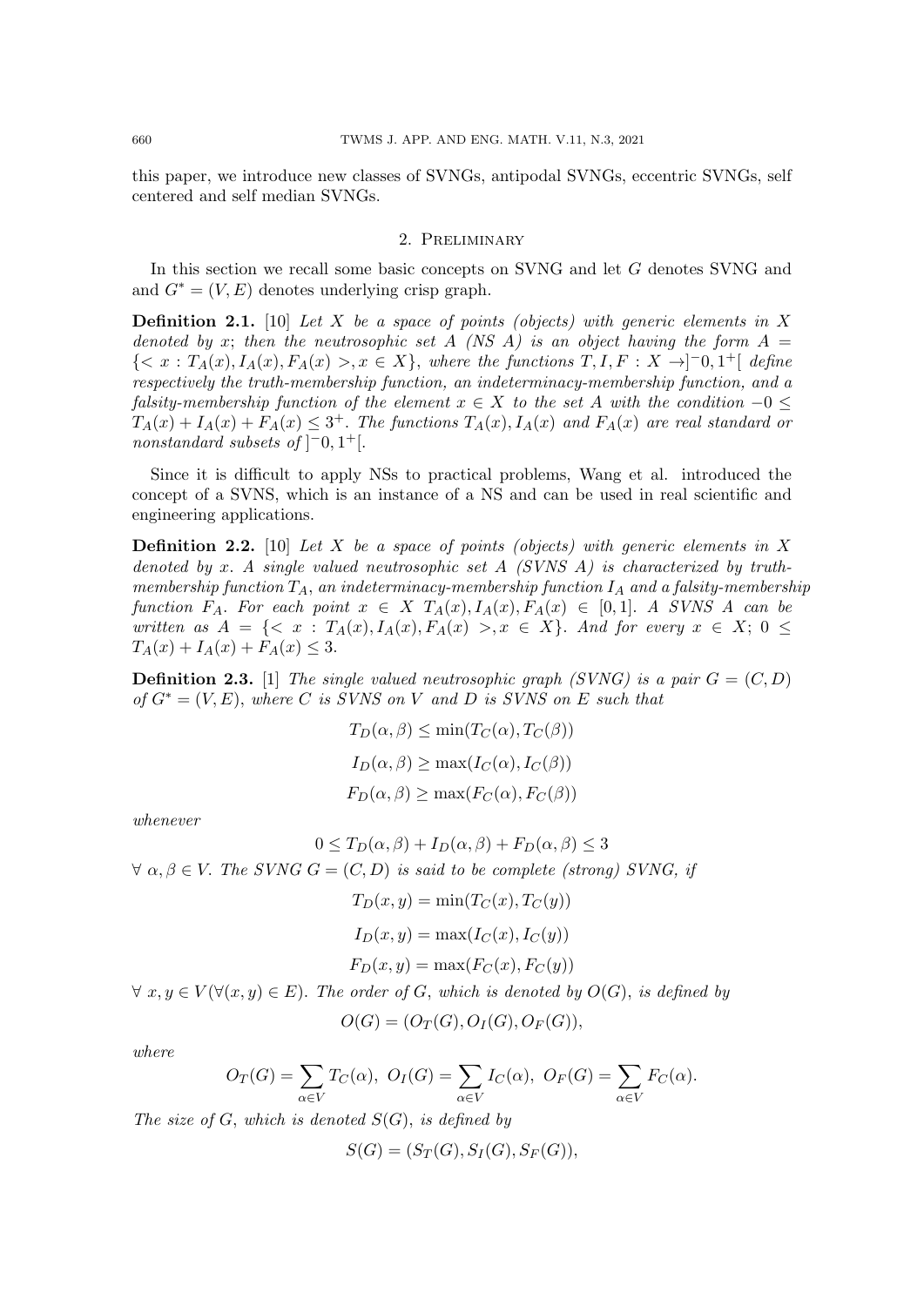this paper, we introduce new classes of SVNGs, antipodal SVNGs, eccentric SVNGs, self centered and self median SVNGs.

## 2. Preliminary

In this section we recall some basic concepts on SVNG and let $G$ denotes SVNG and and $G^* = (V, E)$ denotes underlying crisp graph.

**Definition 2.1.** [10] *Let $X$ be a space of points (objects) with generic elements in $X$ denoted by $x$; then the neutrosophic set $A$ (NS $A$) is an object having the form $A = \{< x : T_A(x), I_A(x), F_A(x) >, x \in X\}$, where the functions $T, I, F : X \to ]^-0, 1^+[$ define respectively the truth-membership function, an indeterminacy-membership function, and a falsity-membership function of the element $x \in X$ to the set $A$ with the condition $-0 \leq T_A(x) + I_A(x) + F_A(x) \leq 3^+$. The functions $T_A(x), I_A(x)$ and $F_A(x)$ are real standard or nonstandard subsets of $]^-0, 1^+[$.*

Since it is difficult to apply NSs to practical problems, Wang et al. introduced the concept of a SVNS, which is an instance of a NS and can be used in real scientific and engineering applications.

**Definition 2.2.** [10] *Let $X$ be a space of points (objects) with generic elements in $X$ denoted by $x$. A single valued neutrosophic set $A$ (SVNS $A$) is characterized by truth-membership function $T_A$, an indeterminacy-membership function $I_A$ and a falsity-membership function $F_A$. For each point $x \in X$ $T_A(x), I_A(x), F_A(x) \in [0, 1]$. A SVNS $A$ can be written as $A = \{< x : T_A(x), I_A(x), F_A(x) >, x \in X\}$. And for every $x \in X$; $0 \leq T_A(x) + I_A(x) + F_A(x) \leq 3$.*

**Definition 2.3.** [1] *The single valued neutrosophic graph (SVNG) is a pair $G = (C, D)$ of $G^* = (V, E)$, where $C$ is SVNS on $V$ and $D$ is SVNS on $E$ such that*

$$T_D(\alpha, \beta) \leq \min(T_C(\alpha), T_C(\beta))$$

$$I_D(\alpha, \beta) \geq \max(I_C(\alpha), I_C(\beta))$$

$$F_D(\alpha, \beta) \geq \max(F_C(\alpha), F_C(\beta))$$

*whenever*

$$0 \leq T_D(\alpha, \beta) + I_D(\alpha, \beta) + F_D(\alpha, \beta) \leq 3$$

*$\forall\ \alpha, \beta \in V$. The SVNG $G = (C, D)$ is said to be complete (strong) SVNG, if*

$$T_D(x, y) = \min(T_C(x), T_C(y))$$

$$I_D(x, y) = \max(I_C(x), I_C(y))$$

$$F_D(x, y) = \max(F_C(x), F_C(y))$$

*$\forall\ x, y \in V\,(\forall (x, y) \in E)$. The order of $G$, which is denoted by $O(G)$, is defined by*

$$O(G) = (O_T(G), O_I(G), O_F(G)),$$

*where*

$$O_T(G) = \sum_{\alpha \in V} T_C(\alpha),\ O_I(G) = \sum_{\alpha \in V} I_C(\alpha),\ O_F(G) = \sum_{\alpha \in V} F_C(\alpha).$$

*The size of $G$, which is denoted $S(G)$, is defined by*

$$S(G) = (S_T(G), S_I(G), S_F(G)),$$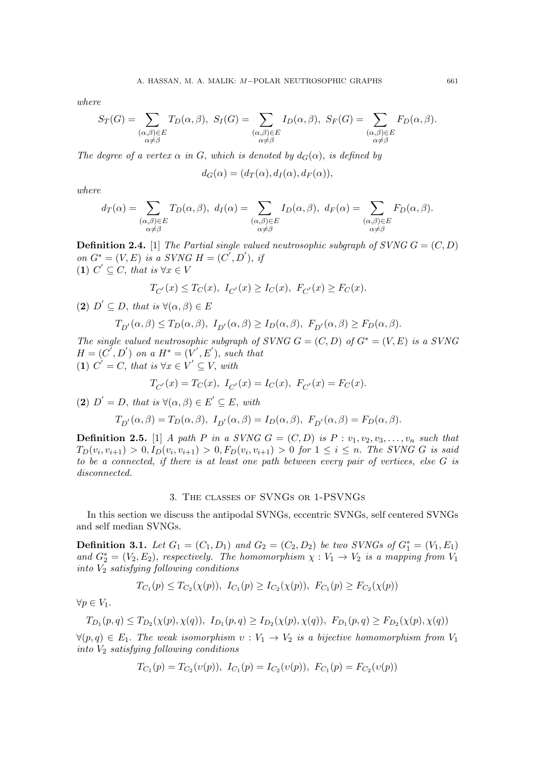*where*

$$S_T(G) = \sum_{\substack{(\alpha,\beta)\in E \\ \alpha\neq\beta}} T_D(\alpha,\beta),\ S_I(G) = \sum_{\substack{(\alpha,\beta)\in E \\ \alpha\neq\beta}} I_D(\alpha,\beta),\ S_F(G) = \sum_{\substack{(\alpha,\beta)\in E \\ \alpha\neq\beta}} F_D(\alpha,\beta).$$

*The degree of a vertex $\alpha$ in $G$, which is denoted by $d_G(\alpha)$, is defined by*

$$d_G(\alpha) = (d_T(\alpha), d_I(\alpha), d_F(\alpha)),$$

*where*

$$d_T(\alpha) = \sum_{\substack{(\alpha,\beta)\in E \\ \alpha\neq\beta}} T_D(\alpha,\beta),\ d_I(\alpha) = \sum_{\substack{(\alpha,\beta)\in E \\ \alpha\neq\beta}} I_D(\alpha,\beta),\ d_F(\alpha) = \sum_{\substack{(\alpha,\beta)\in E \\ \alpha\neq\beta}} F_D(\alpha,\beta).$$

**Definition 2.4.** [1] *The Partial single valued neutrosophic subgraph of SVNG $G = (C, D)$ on $G^* = (V, E)$ is a SVNG $H = (C^{'}, D^{'})$, if*
**(1)** $C^{'} \subseteq C$, *that is* $\forall x \in V$

$$T_{C^{'}}(x) \leq T_C(x),\ I_{C^{'}}(x) \geq I_C(x),\ F_{C^{'}}(x) \geq F_C(x).$$

**(2)** $D^{'} \subseteq D$, *that is* $\forall (\alpha, \beta) \in E$

$$T_{D^{'}}(\alpha,\beta) \leq T_D(\alpha,\beta),\ I_{D^{'}}(\alpha,\beta) \geq I_D(\alpha,\beta),\ F_{D^{'}}(\alpha,\beta) \geq F_D(\alpha,\beta).$$

*The single valued neutrosophic subgraph of SVNG $G = (C, D)$ of $G^* = (V, E)$ is a SVNG $H = (C^{'}, D^{'})$ on a $H^* = (V^{'}, E^{'})$, such that*
**(1)** $C^{'} = C$, *that is* $\forall x \in V^{'} \subseteq V$, *with*

$$T_{C^{'}}(x) = T_C(x),\ I_{C^{'}}(x) = I_C(x),\ F_{C^{'}}(x) = F_C(x).$$

**(2)** $D^{'} = D$, *that is* $\forall (\alpha, \beta) \in E^{'} \subseteq E$, *with*

$$T_{D^{'}}(\alpha,\beta) = T_D(\alpha,\beta),\ I_{D^{'}}(\alpha,\beta) = I_D(\alpha,\beta),\ F_{D^{'}}(\alpha,\beta) = F_D(\alpha,\beta).$$

**Definition 2.5.** [1] *A path $P$ in a SVNG $G = (C, D)$ is $P : v_1, v_2, v_3, \ldots, v_n$ such that $T_D(v_i, v_{i+1}) > 0, I_D(v_i, v_{i+1}) > 0, F_D(v_i, v_{i+1}) > 0$ for $1 \leq i \leq n$. The SVNG $G$ is said to be a connected, if there is at least one path between every pair of vertices, else $G$ is disconnected.*

## 3. The classes of SVNGs or 1-PSVNGs

In this section we discuss the antipodal SVNGs, eccentric SVNGs, self centered SVNGs and self median SVNGs.

**Definition 3.1.** *Let $G_1 = (C_1, D_1)$ and $G_2 = (C_2, D_2)$ be two SVNGs of $G_1^* = (V_1, E_1)$ and $G_2^* = (V_2, E_2)$, respectively. The homomorphism $\chi : V_1 \to V_2$ is a mapping from $V_1$ into $V_2$ satisfying following conditions*

$$T_{C_1}(p) \leq T_{C_2}(\chi(p)),\ I_{C_1}(p) \geq I_{C_2}(\chi(p)),\ F_{C_1}(p) \geq F_{C_2}(\chi(p))$$

$\forall p \in V_1$.

$$T_{D_1}(p,q) \leq T_{D_2}(\chi(p),\chi(q)),\ I_{D_1}(p,q) \geq I_{D_2}(\chi(p),\chi(q)),\ F_{D_1}(p,q) \geq F_{D_2}(\chi(p),\chi(q))$$

$\forall (p, q) \in E_1$. *The weak isomorphism $\upsilon : V_1 \to V_2$ is a bijective homomorphism from $V_1$ into $V_2$ satisfying following conditions*

$$T_{C_1}(p) = T_{C_2}(\upsilon(p)),\ I_{C_1}(p) = I_{C_2}(\upsilon(p)),\ F_{C_1}(p) = F_{C_2}(\upsilon(p))$$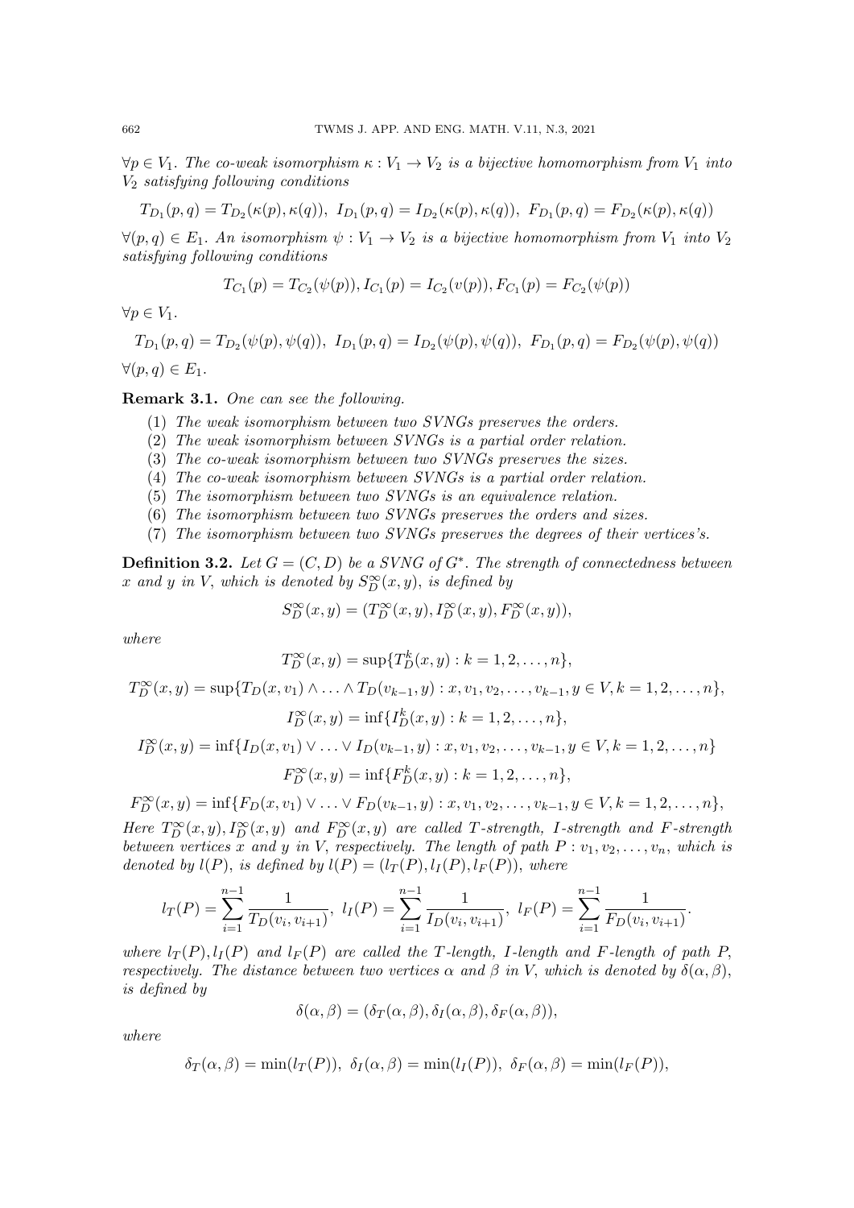$\forall p \in V_1$. *The co-weak isomorphism* $\kappa : V_1 \to V_2$ *is a bijective homomorphism from* $V_1$ *into* $V_2$ *satisfying following conditions*

$$T_{D_1}(p,q) = T_{D_2}(\kappa(p), \kappa(q)),\ I_{D_1}(p,q) = I_{D_2}(\kappa(p), \kappa(q)),\ F_{D_1}(p,q) = F_{D_2}(\kappa(p), \kappa(q))$$

$\forall (p,q) \in E_1$. *An isomorphism* $\psi : V_1 \to V_2$ *is a bijective homomorphism from* $V_1$ *into* $V_2$ *satisfying following conditions*

$$T_{C_1}(p) = T_{C_2}(\psi(p)), I_{C_1}(p) = I_{C_2}(v(p)), F_{C_1}(p) = F_{C_2}(\psi(p))$$

$\forall p \in V_1$.

$$T_{D_1}(p,q) = T_{D_2}(\psi(p), \psi(q)),\ I_{D_1}(p,q) = I_{D_2}(\psi(p), \psi(q)),\ F_{D_1}(p,q) = F_{D_2}(\psi(p), \psi(q))$$

$\forall (p,q) \in E_1$.

**Remark 3.1.** *One can see the following.*

1. *The weak isomorphism between two SVNGs preserves the orders.*
2. *The weak isomorphism between SVNGs is a partial order relation.*
3. *The co-weak isomorphism between two SVNGs preserves the sizes.*
4. *The co-weak isomorphism between SVNGs is a partial order relation.*
5. *The isomorphism between two SVNGs is an equivalence relation.*
6. *The isomorphism between two SVNGs preserves the orders and sizes.*
7. *The isomorphism between two SVNGs preserves the degrees of their vertices's.*

**Definition 3.2.** *Let* $G = (C, D)$ *be a SVNG of* $G^*$. *The strength of connectedness between* $x$ *and* $y$ *in* $V$, *which is denoted by* $S_D^\infty(x,y)$, *is defined by*

$$S_D^\infty(x,y) = (T_D^\infty(x,y), I_D^\infty(x,y), F_D^\infty(x,y)),$$

*where*

$$T_D^\infty(x,y) = \sup\{T_D^k(x,y) : k = 1, 2, \ldots, n\},$$

$$T_D^\infty(x,y) = \sup\{T_D(x,v_1) \wedge \ldots \wedge T_D(v_{k-1},y) : x, v_1, v_2, \ldots, v_{k-1}, y \in V, k = 1, 2, \ldots, n\},$$

$$I_D^\infty(x,y) = \inf\{I_D^k(x,y) : k = 1, 2, \ldots, n\},$$

$$I_D^\infty(x,y) = \inf\{I_D(x,v_1) \vee \ldots \vee I_D(v_{k-1},y) : x, v_1, v_2, \ldots, v_{k-1}, y \in V, k = 1, 2, \ldots, n\}$$

$$F_D^\infty(x,y) = \inf\{F_D^k(x,y) : k = 1, 2, \ldots, n\},$$

$$F_D^\infty(x,y) = \inf\{F_D(x,v_1) \vee \ldots \vee F_D(v_{k-1},y) : x, v_1, v_2, \ldots, v_{k-1}, y \in V, k = 1, 2, \ldots, n\},$$

*Here* $T_D^\infty(x,y), I_D^\infty(x,y)$ *and* $F_D^\infty(x,y)$ *are called* $T$*-strength,* $I$*-strength and* $F$*-strength between vertices* $x$ *and* $y$ *in* $V$, *respectively. The length of path* $P : v_1, v_2, \ldots, v_n$, *which is denoted by* $l(P)$, *is defined by* $l(P) = (l_T(P), l_I(P), l_F(P))$, *where*

$$l_T(P) = \sum_{i=1}^{n-1} \frac{1}{T_D(v_i, v_{i+1})},\ l_I(P) = \sum_{i=1}^{n-1} \frac{1}{I_D(v_i, v_{i+1})},\ l_F(P) = \sum_{i=1}^{n-1} \frac{1}{F_D(v_i, v_{i+1})}.$$

*where* $l_T(P), l_I(P)$ *and* $l_F(P)$ *are called the* $T$*-length,* $I$*-length and* $F$*-length of path* $P$, *respectively. The distance between two vertices* $\alpha$ *and* $\beta$ *in* $V$, *which is denoted by* $\delta(\alpha, \beta)$, *is defined by*

$$\delta(\alpha, \beta) = (\delta_T(\alpha, \beta), \delta_I(\alpha, \beta), \delta_F(\alpha, \beta)),$$

*where*

$$\delta_T(\alpha, \beta) = \min(l_T(P)),\ \delta_I(\alpha, \beta) = \min(l_I(P)),\ \delta_F(\alpha, \beta) = \min(l_F(P)),$$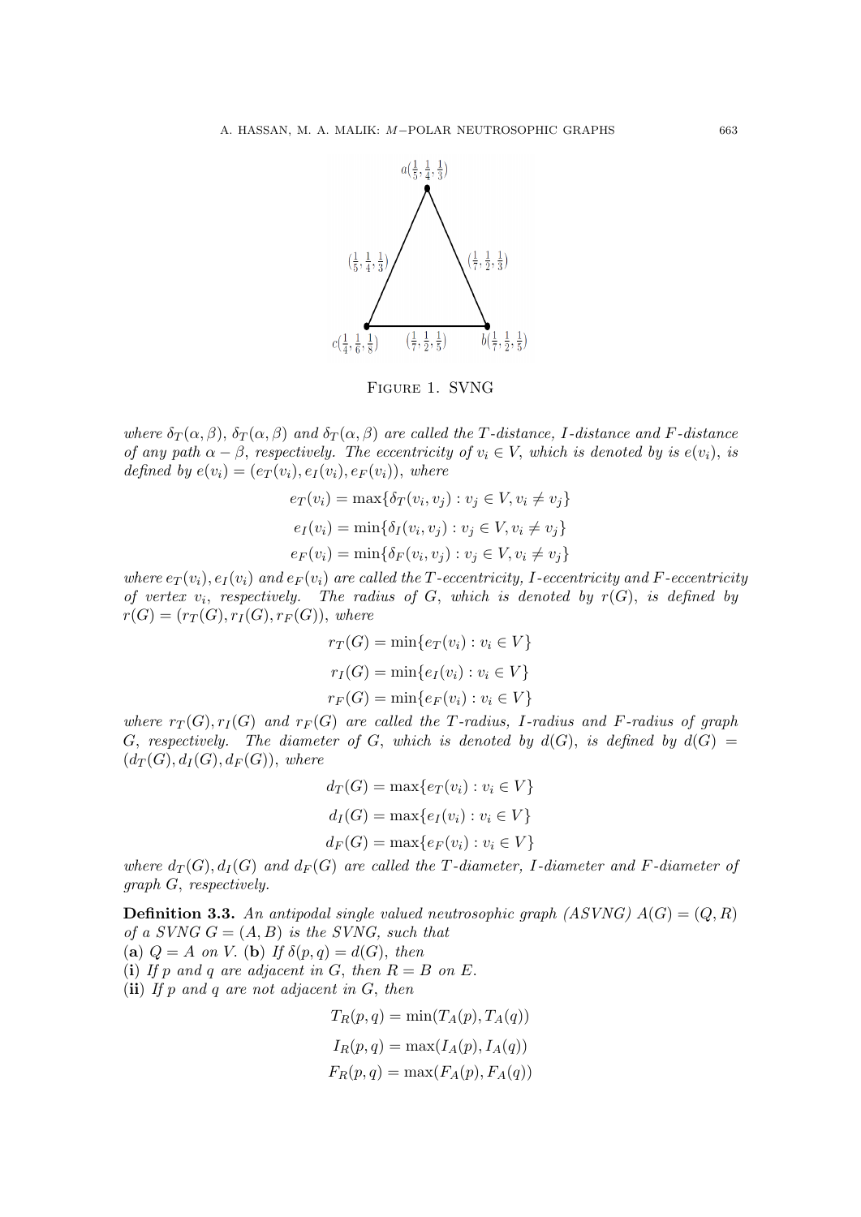$a(\frac{1}{5}, \frac{1}{4}, \frac{1}{3})$

$(\frac{1}{5}, \frac{1}{4}, \frac{1}{3})$ $(\frac{1}{7}, \frac{1}{2}, \frac{1}{3})$

$c(\frac{1}{4}, \frac{1}{6}, \frac{1}{8})$ $(\frac{1}{7}, \frac{1}{2}, \frac{1}{5})$ $b(\frac{1}{7}, \frac{1}{2}, \frac{1}{5})$

Figure 1. SVNG

*where $\delta_T(\alpha, \beta)$, $\delta_T(\alpha, \beta)$ and $\delta_T(\alpha, \beta)$ are called the $T$-distance, $I$-distance and $F$-distance of any path $\alpha - \beta$, respectively. The eccentricity of $v_i \in V$, which is denoted by is $e(v_i)$, is defined by $e(v_i) = (e_T(v_i), e_I(v_i), e_F(v_i))$, where*

$$e_T(v_i) = \max\{\delta_T(v_i, v_j) : v_j \in V, v_i \neq v_j\}$$

$$e_I(v_i) = \min\{\delta_I(v_i, v_j) : v_j \in V, v_i \neq v_j\}$$

$$e_F(v_i) = \min\{\delta_F(v_i, v_j) : v_j \in V, v_i \neq v_j\}$$

*where $e_T(v_i), e_I(v_i)$ and $e_F(v_i)$ are called the $T$-eccentricity, $I$-eccentricity and $F$-eccentricity of vertex $v_i$, respectively. The radius of $G$, which is denoted by $r(G)$, is defined by $r(G) = (r_T(G), r_I(G), r_F(G))$, where*

$$r_T(G) = \min\{e_T(v_i) : v_i \in V\}$$

$$r_I(G) = \min\{e_I(v_i) : v_i \in V\}$$

$$r_F(G) = \min\{e_F(v_i) : v_i \in V\}$$

*where $r_T(G), r_I(G)$ and $r_F(G)$ are called the $T$-radius, $I$-radius and $F$-radius of graph $G$, respectively. The diameter of $G$, which is denoted by $d(G)$, is defined by $d(G) = (d_T(G), d_I(G), d_F(G))$, where*

$$d_T(G) = \max\{e_T(v_i) : v_i \in V\}$$

$$d_I(G) = \max\{e_I(v_i) : v_i \in V\}$$

$$d_F(G) = \max\{e_F(v_i) : v_i \in V\}$$

*where $d_T(G), d_I(G)$ and $d_F(G)$ are called the $T$-diameter, $I$-diameter and $F$-diameter of graph $G$, respectively.*

**Definition 3.3.** *An antipodal single valued neutrosophic graph (ASVNG) $A(G) = (Q, R)$ of a SVNG $G = (A, B)$ is the SVNG, such that*
**(a)** *$Q = A$ on $V$.* **(b)** *If $\delta(p, q) = d(G)$, then*
**(i)** *If $p$ and $q$ are adjacent in $G$, then $R = B$ on $E$.*
**(ii)** *If $p$ and $q$ are not adjacent in $G$, then*

$$T_R(p, q) = \min(T_A(p), T_A(q))$$

$$I_R(p, q) = \max(I_A(p), I_A(q))$$

$$F_R(p, q) = \max(F_A(p), F_A(q))$$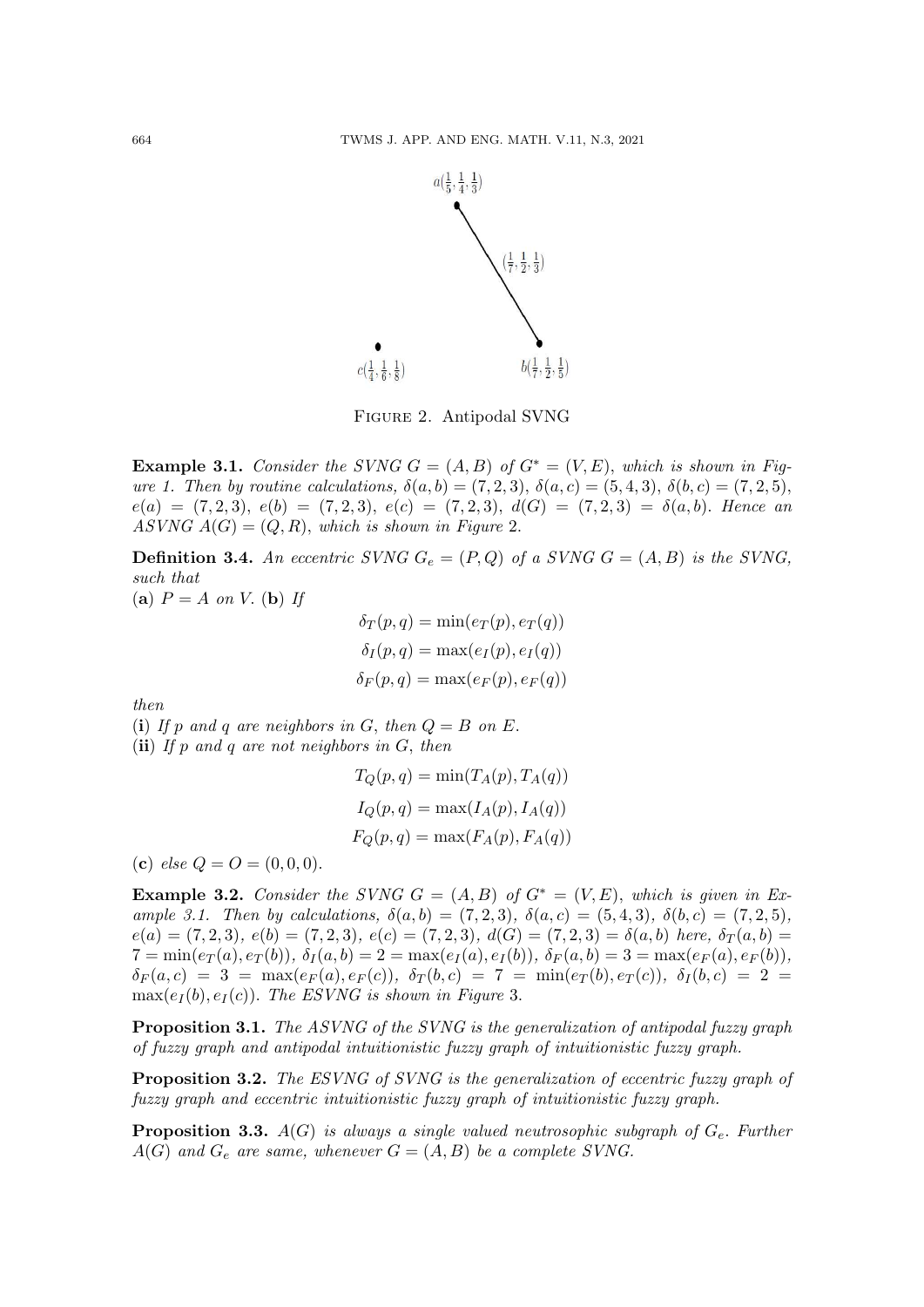Figure 2. Antipodal SVNG

**Example 3.1.** *Consider the SVNG $G = (A, B)$ of $G^* = (V, E)$, which is shown in Figure 1. Then by routine calculations, $\delta(a, b) = (7, 2, 3)$, $\delta(a, c) = (5, 4, 3)$, $\delta(b, c) = (7, 2, 5)$, $e(a) = (7, 2, 3)$, $e(b) = (7, 2, 3)$, $e(c) = (7, 2, 3)$, $d(G) = (7, 2, 3) = \delta(a, b)$. Hence an ASVNG $A(G) = (Q, R)$, which is shown in Figure 2.*

**Definition 3.4.** *An eccentric SVNG $G_e = (P, Q)$ of a SVNG $G = (A, B)$ is the SVNG, such that*

(**a**) *$P = A$ on $V$.* (**b**) *If*

$$\delta_T(p, q) = \min(e_T(p), e_T(q))$$

$$\delta_I(p, q) = \max(e_I(p), e_I(q))$$

$$\delta_F(p, q) = \max(e_F(p), e_F(q))$$

*then*

(**i**) *If $p$ and $q$ are neighbors in $G$, then $Q = B$ on $E$.*

(**ii**) *If $p$ and $q$ are not neighbors in $G$, then*

$$T_Q(p, q) = \min(T_A(p), T_A(q))$$

$$I_Q(p, q) = \max(I_A(p), I_A(q))$$

$$F_Q(p, q) = \max(F_A(p), F_A(q))$$

(**c**) *else $Q = O = (0, 0, 0)$.*

**Example 3.2.** *Consider the SVNG $G = (A, B)$ of $G^* = (V, E)$, which is given in Example 3.1. Then by calculations, $\delta(a, b) = (7, 2, 3)$, $\delta(a, c) = (5, 4, 3)$, $\delta(b, c) = (7, 2, 5)$, $e(a) = (7, 2, 3)$, $e(b) = (7, 2, 3)$, $e(c) = (7, 2, 3)$, $d(G) = (7, 2, 3) = \delta(a, b)$ here, $\delta_T(a, b) = 7 = \min(e_T(a), e_T(b))$, $\delta_I(a, b) = 2 = \max(e_I(a), e_I(b))$, $\delta_F(a, b) = 3 = \max(e_F(a), e_F(b))$, $\delta_F(a, c) = 3 = \max(e_F(a), e_F(c))$, $\delta_T(b, c) = 7 = \min(e_T(b), e_T(c))$, $\delta_I(b, c) = 2 = \max(e_I(b), e_I(c))$. The ESVNG is shown in Figure 3.*

**Proposition 3.1.** *The ASVNG of the SVNG is the generalization of antipodal fuzzy graph of fuzzy graph and antipodal intuitionistic fuzzy graph of intuitionistic fuzzy graph.*

**Proposition 3.2.** *The ESVNG of SVNG is the generalization of eccentric fuzzy graph of fuzzy graph and eccentric intuitionistic fuzzy graph of intuitionistic fuzzy graph.*

**Proposition 3.3.** *$A(G)$ is always a single valued neutrosophic subgraph of $G_e$. Further $A(G)$ and $G_e$ are same, whenever $G = (A, B)$ be a complete SVNG.*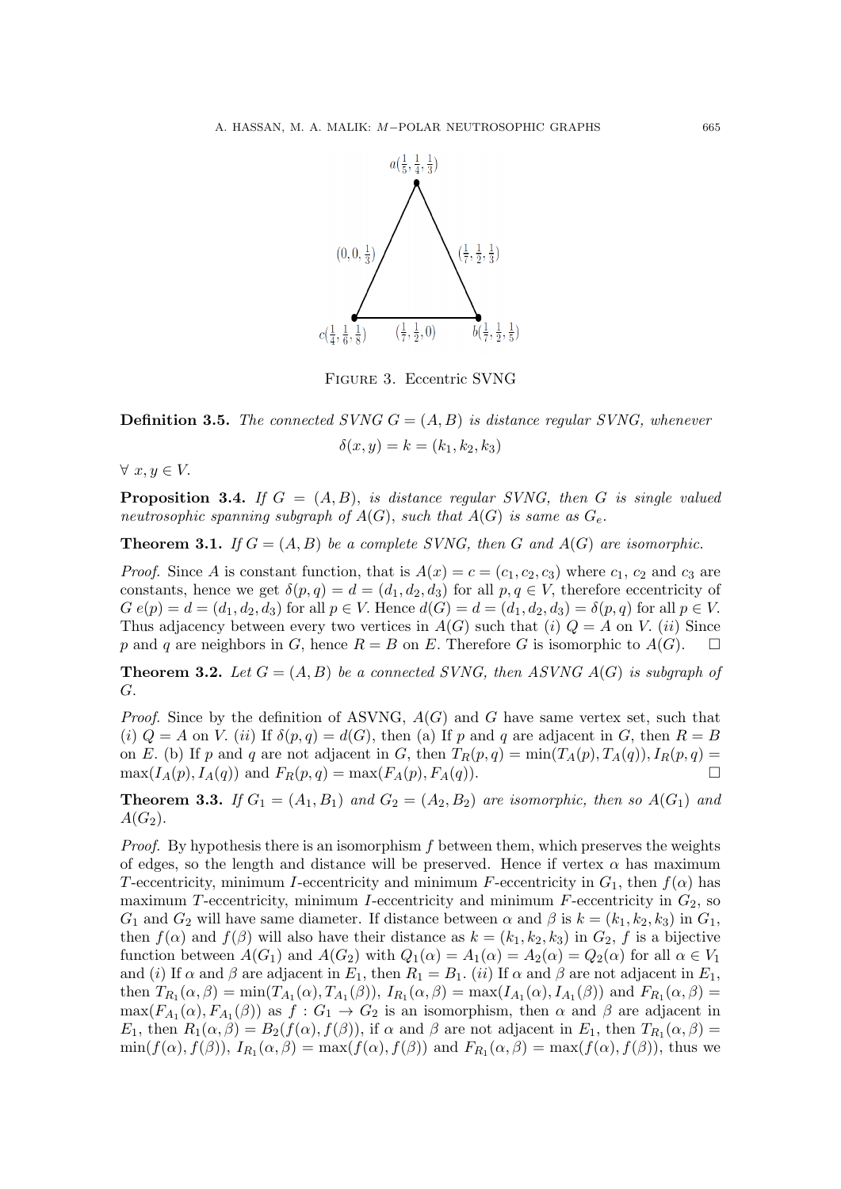Figure 3. Eccentric SVNG

**Definition 3.5.** *The connected SVNG $G = (A, B)$ is distance regular SVNG, whenever*

$$\delta(x, y) = k = (k_1, k_2, k_3)$$

$\forall\ x, y \in V$.

**Proposition 3.4.** *If $G = (A, B)$, is distance regular SVNG, then $G$ is single valued neutrosophic spanning subgraph of $A(G)$, such that $A(G)$ is same as $G_e$.*

**Theorem 3.1.** *If $G = (A, B)$ be a complete SVNG, then $G$ and $A(G)$ are isomorphic.*

*Proof.* Since $A$ is constant function, that is $A(x) = c = (c_1, c_2, c_3)$ where $c_1$, $c_2$ and $c_3$ are constants, hence we get $\delta(p, q) = d = (d_1, d_2, d_3)$ for all $p, q \in V$, therefore eccentricity of $G$ $e(p) = d = (d_1, d_2, d_3)$ for all $p \in V$. Hence $d(G) = d = (d_1, d_2, d_3) = \delta(p, q)$ for all $p \in V$. Thus adjacency between every two vertices in $A(G)$ such that $(i)$ $Q = A$ on $V$. $(ii)$ Since $p$ and $q$ are neighbors in $G$, hence $R = B$ on $E$. Therefore $G$ is isomorphic to $A(G)$. □

**Theorem 3.2.** *Let $G = (A, B)$ be a connected SVNG, then ASVNG $A(G)$ is subgraph of $G$.*

*Proof.* Since by the definition of ASVNG, $A(G)$ and $G$ have same vertex set, such that $(i)$ $Q = A$ on $V$. $(ii)$ If $\delta(p, q) = d(G)$, then (a) If $p$ and $q$ are adjacent in $G$, then $R = B$ on $E$. (b) If $p$ and $q$ are not adjacent in $G$, then $T_R(p, q) = \min(T_A(p), T_A(q)), I_R(p, q) = \max(I_A(p), I_A(q))$ and $F_R(p, q) = \max(F_A(p), F_A(q))$. □

**Theorem 3.3.** *If $G_1 = (A_1, B_1)$ and $G_2 = (A_2, B_2)$ are isomorphic, then so $A(G_1)$ and $A(G_2)$.*

*Proof.* By hypothesis there is an isomorphism $f$ between them, which preserves the weights of edges, so the length and distance will be preserved. Hence if vertex $\alpha$ has maximum $T$-eccentricity, minimum $I$-eccentricity and minimum $F$-eccentricity in $G_1$, then $f(\alpha)$ has maximum $T$-eccentricity, minimum $I$-eccentricity and minimum $F$-eccentricity in $G_2$, so $G_1$ and $G_2$ will have same diameter. If distance between $\alpha$ and $\beta$ is $k = (k_1, k_2, k_3)$ in $G_1$, then $f(\alpha)$ and $f(\beta)$ will also have their distance as $k = (k_1, k_2, k_3)$ in $G_2$, $f$ is a bijective function between $A(G_1)$ and $A(G_2)$ with $Q_1(\alpha) = A_1(\alpha) = A_2(\alpha) = Q_2(\alpha)$ for all $\alpha \in V_1$ and $(i)$ If $\alpha$ and $\beta$ are adjacent in $E_1$, then $R_1 = B_1$. $(ii)$ If $\alpha$ and $\beta$ are not adjacent in $E_1$, then $T_{R_1}(\alpha, \beta) = \min(T_{A_1}(\alpha), T_{A_1}(\beta))$, $I_{R_1}(\alpha, \beta) = \max(I_{A_1}(\alpha), I_{A_1}(\beta))$ and $F_{R_1}(\alpha, \beta) = \max(F_{A_1}(\alpha), F_{A_1}(\beta))$ as $f : G_1 \to G_2$ is an isomorphism, then $\alpha$ and $\beta$ are adjacent in $E_1$, then $R_1(\alpha, \beta) = B_2(f(\alpha), f(\beta))$, if $\alpha$ and $\beta$ are not adjacent in $E_1$, then $T_{R_1}(\alpha, \beta) = \min(f(\alpha), f(\beta))$, $I_{R_1}(\alpha, \beta) = \max(f(\alpha), f(\beta))$ and $F_{R_1}(\alpha, \beta) = \max(f(\alpha), f(\beta))$, thus we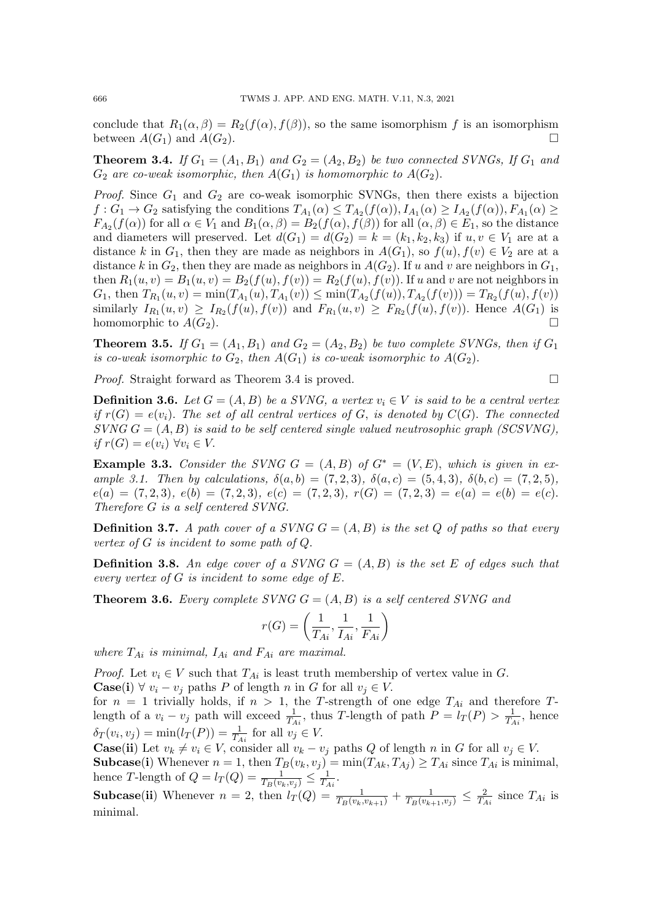conclude that $R_1(\alpha,\beta) = R_2(f(\alpha), f(\beta))$, so the same isomorphism $f$ is an isomorphism between $A(G_1)$ and $A(G_2)$. □

**Theorem 3.4.** *If $G_1 = (A_1, B_1)$ and $G_2 = (A_2, B_2)$ be two connected SVNGs, If $G_1$ and $G_2$ are co-weak isomorphic, then $A(G_1)$ is homomorphic to $A(G_2)$.*

*Proof.* Since $G_1$ and $G_2$ are co-weak isomorphic SVNGs, then there exists a bijection $f : G_1 \to G_2$ satisfying the conditions $T_{A_1}(\alpha) \leq T_{A_2}(f(\alpha)), I_{A_1}(\alpha) \geq I_{A_2}(f(\alpha)), F_{A_1}(\alpha) \geq F_{A_2}(f(\alpha))$ for all $\alpha \in V_1$ and $B_1(\alpha,\beta) = B_2(f(\alpha), f(\beta))$ for all $(\alpha,\beta) \in E_1$, so the distance and diameters will preserved. Let $d(G_1) = d(G_2) = k = (k_1, k_2, k_3)$ if $u, v \in V_1$ are at a distance $k$ in $G_1$, then they are made as neighbors in $A(G_1)$, so $f(u), f(v) \in V_2$ are at a distance $k$ in $G_2$, then they are made as neighbors in $A(G_2)$. If $u$ and $v$ are neighbors in $G_1$, then $R_1(u, v) = B_1(u, v) = B_2(f(u), f(v)) = R_2(f(u), f(v))$. If $u$ and $v$ are not neighbors in $G_1$, then $T_{R_1}(u, v) = \min(T_{A_1}(u), T_{A_1}(v)) \leq \min(T_{A_2}(f(u)), T_{A_2}(f(v))) = T_{R_2}(f(u), f(v))$ similarly $I_{R_1}(u, v) \geq I_{R_2}(f(u), f(v))$ and $F_{R_1}(u, v) \geq F_{R_2}(f(u), f(v))$. Hence $A(G_1)$ is homomorphic to $A(G_2)$. □

**Theorem 3.5.** *If $G_1 = (A_1, B_1)$ and $G_2 = (A_2, B_2)$ be two complete SVNGs, then if $G_1$ is co-weak isomorphic to $G_2$, then $A(G_1)$ is co-weak isomorphic to $A(G_2)$.*

*Proof.* Straight forward as Theorem 3.4 is proved. □

**Definition 3.6.** *Let $G = (A, B)$ be a SVNG, a vertex $v_i \in V$ is said to be a central vertex if $r(G) = e(v_i)$. The set of all central vertices of $G$, is denoted by $C(G)$. The connected SVNG $G = (A, B)$ is said to be self centered single valued neutrosophic graph (SCSVNG), if $r(G) = e(v_i)\ \forall v_i \in V$.*

**Example 3.3.** *Consider the SVNG $G = (A, B)$ of $G^* = (V, E)$, which is given in example 3.1. Then by calculations, $\delta(a, b) = (7, 2, 3)$, $\delta(a, c) = (5, 4, 3)$, $\delta(b, c) = (7, 2, 5)$, $e(a) = (7, 2, 3)$, $e(b) = (7, 2, 3)$, $e(c) = (7, 2, 3)$, $r(G) = (7, 2, 3) = e(a) = e(b) = e(c)$. Therefore $G$ is a self centered SVNG.*

**Definition 3.7.** *A path cover of a SVNG $G = (A, B)$ is the set $Q$ of paths so that every vertex of $G$ is incident to some path of $Q$.*

**Definition 3.8.** *An edge cover of a SVNG $G = (A, B)$ is the set $E$ of edges such that every vertex of $G$ is incident to some edge of $E$.*

**Theorem 3.6.** *Every complete SVNG $G = (A, B)$ is a self centered SVNG and*

$$r(G) = \left(\frac{1}{T_{Ai}}, \frac{1}{I_{Ai}}, \frac{1}{F_{Ai}}\right)$$

*where $T_{Ai}$ is minimal, $I_{Ai}$ and $F_{Ai}$ are maximal.*

*Proof.* Let $v_i \in V$ such that $T_{Ai}$ is least truth membership of vertex value in $G$.

**Case(i)** $\forall\ v_i - v_j$ paths $P$ of length $n$ in $G$ for all $v_j \in V$.

for $n = 1$ trivially holds, if $n > 1$, the $T$-strength of one edge $T_{Ai}$ and therefore $T$-length of a $v_i - v_j$ path will exceed $\frac{1}{T_{Ai}}$, thus $T$-length of path $P = l_T(P) > \frac{1}{T_{Ai}}$, hence $\delta_T(v_i, v_j) = \min(l_T(P)) = \frac{1}{T_{Ai}}$ for all $v_j \in V$.

**Case(ii)** Let $v_k \neq v_i \in V$, consider all $v_k - v_j$ paths $Q$ of length $n$ in $G$ for all $v_j \in V$.

**Subcase(i)** Whenever $n = 1$, then $T_B(v_k, v_j) = \min(T_{Ak}, T_{Aj}) \geq T_{Ai}$ since $T_{Ai}$ is minimal, hence $T$-length of $Q = l_T(Q) = \frac{1}{T_B(v_k,v_j)} \leq \frac{1}{T_{Ai}}$.

**Subcase(ii)** Whenever $n = 2$, then $l_T(Q) = \frac{1}{T_B(v_k,v_{k+1})} + \frac{1}{T_B(v_{k+1},v_j)} \leq \frac{2}{T_{Ai}}$ since $T_{Ai}$ is minimal.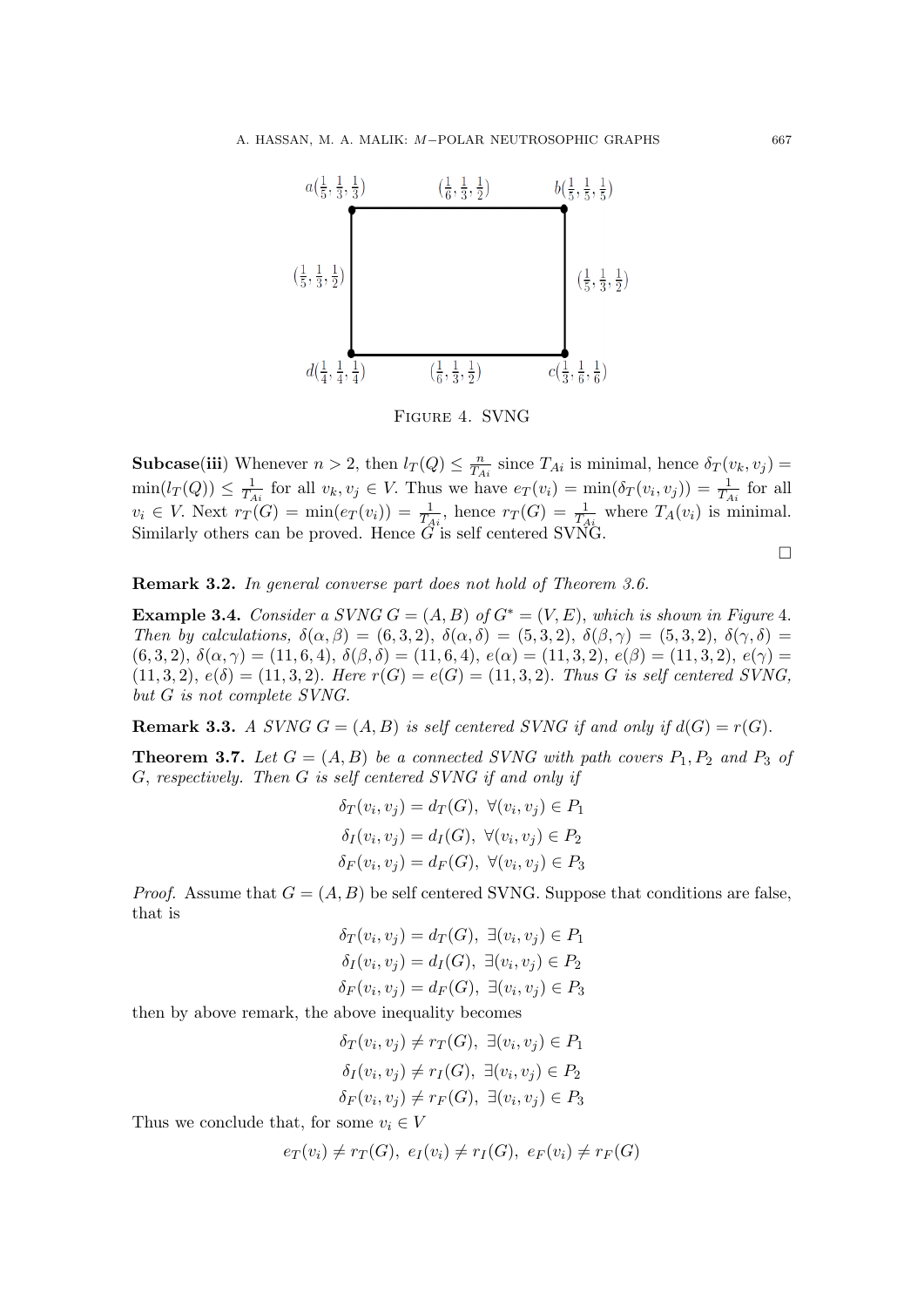$a(\frac{1}{5},\frac{1}{3},\frac{1}{3})$ $(\frac{1}{6},\frac{1}{3},\frac{1}{2})$ $b(\frac{1}{5},\frac{1}{5},\frac{1}{5})$

$(\frac{1}{5},\frac{1}{3},\frac{1}{2})$ $(\frac{1}{5},\frac{1}{3},\frac{1}{2})$

$d(\frac{1}{4},\frac{1}{4},\frac{1}{4})$ $(\frac{1}{6},\frac{1}{3},\frac{1}{2})$ $c(\frac{1}{3},\frac{1}{6},\frac{1}{6})$

Figure 4. SVNG

**Subcase(iii)** Whenever $n > 2$, then $l_T(Q) \leq \frac{n}{T_{Ai}}$ since $T_{Ai}$ is minimal, hence $\delta_T(v_k, v_j) = \min(l_T(Q)) \leq \frac{1}{T_{Ai}}$ for all $v_k, v_j \in V$. Thus we have $e_T(v_i) = \min(\delta_T(v_i, v_j)) = \frac{1}{T_{Ai}}$ for all $v_i \in V$. Next $r_T(G) = \min(e_T(v_i)) = \frac{1}{T_{Ai}}$, hence $r_T(G) = \frac{1}{T_{Ai}}$ where $T_A(v_i)$ is minimal. Similarly others can be proved. Hence $G$ is self centered SVNG.

□

**Remark 3.2.** *In general converse part does not hold of Theorem 3.6.*

**Example 3.4.** *Consider a SVNG $G = (A, B)$ of $G^* = (V, E)$, which is shown in Figure 4. Then by calculations, $\delta(\alpha, \beta) = (6, 3, 2)$, $\delta(\alpha, \delta) = (5, 3, 2)$, $\delta(\beta, \gamma) = (5, 3, 2)$, $\delta(\gamma, \delta) = (6, 3, 2)$, $\delta(\alpha, \gamma) = (11, 6, 4)$, $\delta(\beta, \delta) = (11, 6, 4)$, $e(\alpha) = (11, 3, 2)$, $e(\beta) = (11, 3, 2)$, $e(\gamma) = (11, 3, 2)$, $e(\delta) = (11, 3, 2)$. Here $r(G) = e(G) = (11, 3, 2)$. Thus $G$ is self centered SVNG, but $G$ is not complete SVNG.*

**Remark 3.3.** *A SVNG $G = (A, B)$ is self centered SVNG if and only if $d(G) = r(G)$.*

**Theorem 3.7.** *Let $G = (A, B)$ be a connected SVNG with path covers $P_1, P_2$ and $P_3$ of $G$, respectively. Then $G$ is self centered SVNG if and only if*

$$\delta_T(v_i, v_j) = d_T(G),\ \forall (v_i, v_j) \in P_1$$
$$\delta_I(v_i, v_j) = d_I(G),\ \forall (v_i, v_j) \in P_2$$
$$\delta_F(v_i, v_j) = d_F(G),\ \forall (v_i, v_j) \in P_3$$

*Proof.* Assume that $G = (A, B)$ be self centered SVNG. Suppose that conditions are false, that is

$$\delta_T(v_i, v_j) = d_T(G),\ \exists (v_i, v_j) \in P_1$$
$$\delta_I(v_i, v_j) = d_I(G),\ \exists (v_i, v_j) \in P_2$$
$$\delta_F(v_i, v_j) = d_F(G),\ \exists (v_i, v_j) \in P_3$$

then by above remark, the above inequality becomes

$$\delta_T(v_i, v_j) \neq r_T(G),\ \exists (v_i, v_j) \in P_1$$
$$\delta_I(v_i, v_j) \neq r_I(G),\ \exists (v_i, v_j) \in P_2$$
$$\delta_F(v_i, v_j) \neq r_F(G),\ \exists (v_i, v_j) \in P_3$$

Thus we conclude that, for some $v_i \in V$

$$e_T(v_i) \neq r_T(G),\ e_I(v_i) \neq r_I(G),\ e_F(v_i) \neq r_F(G)$$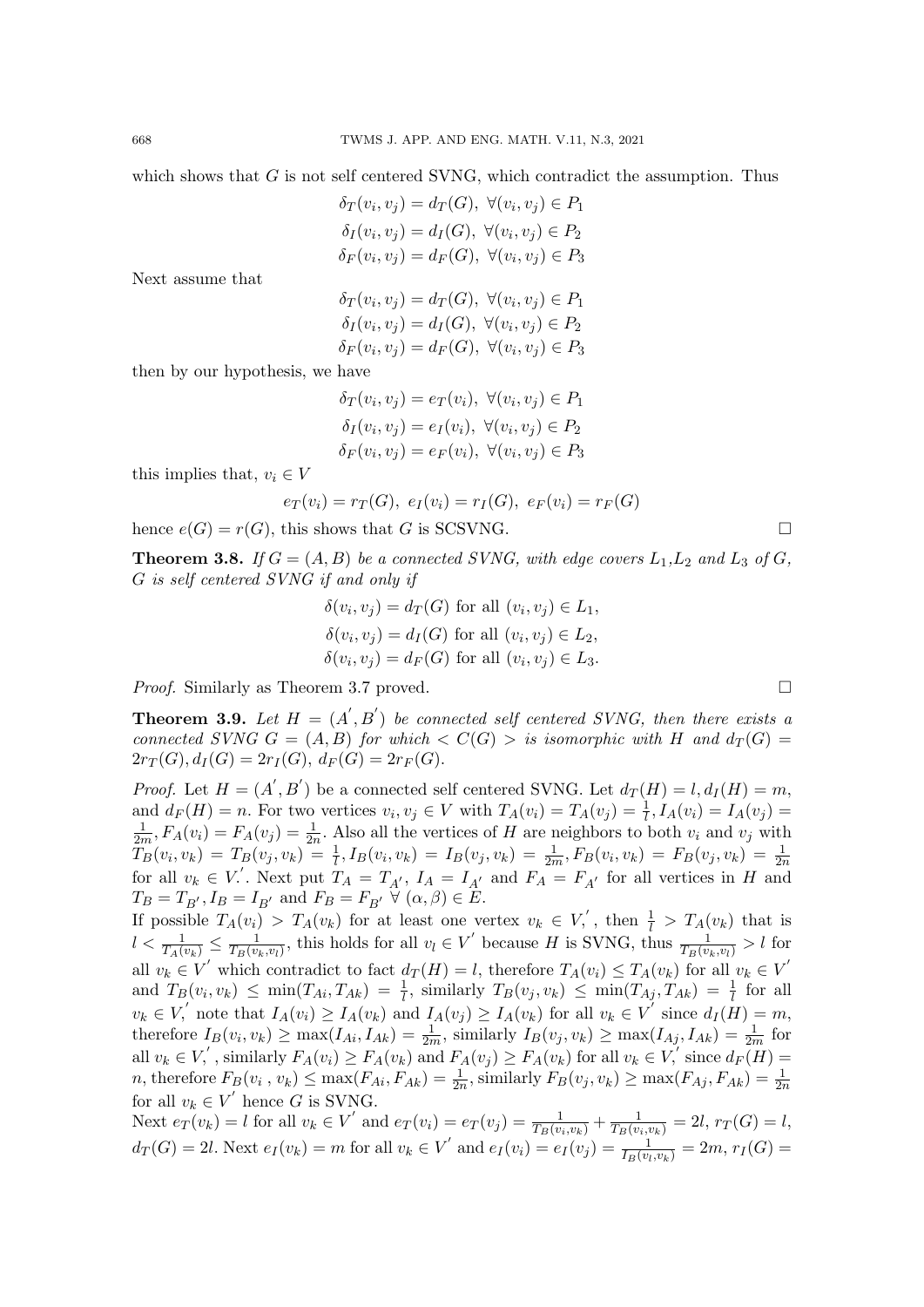which shows that $G$ is not self centered SVNG, which contradict the assumption. Thus

$$\delta_T(v_i, v_j) = d_T(G),\ \forall(v_i, v_j) \in P_1$$
$$\delta_I(v_i, v_j) = d_I(G),\ \forall(v_i, v_j) \in P_2$$
$$\delta_F(v_i, v_j) = d_F(G),\ \forall(v_i, v_j) \in P_3$$

Next assume that

$$\delta_T(v_i, v_j) = d_T(G),\ \forall(v_i, v_j) \in P_1$$
$$\delta_I(v_i, v_j) = d_I(G),\ \forall(v_i, v_j) \in P_2$$
$$\delta_F(v_i, v_j) = d_F(G),\ \forall(v_i, v_j) \in P_3$$

then by our hypothesis, we have

$$\delta_T(v_i, v_j) = e_T(v_i),\ \forall(v_i, v_j) \in P_1$$
$$\delta_I(v_i, v_j) = e_I(v_i),\ \forall(v_i, v_j) \in P_2$$
$$\delta_F(v_i, v_j) = e_F(v_i),\ \forall(v_i, v_j) \in P_3$$

this implies that, $v_i \in V$

$$e_T(v_i) = r_T(G),\ e_I(v_i) = r_I(G),\ e_F(v_i) = r_F(G)$$

hence $e(G) = r(G)$, this shows that $G$ is SCSVNG. □

**Theorem 3.8.** *If $G = (A, B)$ be a connected SVNG, with edge covers $L_1$,$L_2$ and $L_3$ of $G$, $G$ is self centered SVNG if and only if*

$$\delta(v_i, v_j) = d_T(G) \text{ for all } (v_i, v_j) \in L_1,$$
$$\delta(v_i, v_j) = d_I(G) \text{ for all } (v_i, v_j) \in L_2,$$
$$\delta(v_i, v_j) = d_F(G) \text{ for all } (v_i, v_j) \in L_3.$$

*Proof.* Similarly as Theorem 3.7 proved. □

**Theorem 3.9.** *Let $H = (A', B')$ be connected self centered SVNG, then there exists a connected SVNG $G = (A, B)$ for which $< C(G) >$ is isomorphic with $H$ and $d_T(G) = 2r_T(G), d_I(G) = 2r_I(G),\ d_F(G) = 2r_F(G)$.*

*Proof.* Let $H = (A', B')$ be a connected self centered SVNG. Let $d_T(H) = l, d_I(H) = m$, and $d_F(H) = n$. For two vertices $v_i, v_j \in V$ with $T_A(v_i) = T_A(v_j) = \frac{1}{l}, I_A(v_i) = I_A(v_j) = \frac{1}{2m}, F_A(v_i) = F_A(v_j) = \frac{1}{2n}$. Also all the vertices of $H$ are neighbors to both $v_i$ and $v_j$ with $T_B(v_i, v_k) = T_B(v_j, v_k) = \frac{1}{l}, I_B(v_i, v_k) = I_B(v_j, v_k) = \frac{1}{2m}, F_B(v_i, v_k) = F_B(v_j, v_k) = \frac{1}{2n}$ for all $v_k \in V'$. Next put $T_A = T_{A'}$, $I_A = I_{A'}$ and $F_A = F_{A'}$ for all vertices in $H$ and $T_B = T_{B'}, I_B = I_{B'}$ and $F_B = F_{B'}\ \forall\ (\alpha, \beta) \in E$.

If possible $T_A(v_i) > T_A(v_k)$ for at least one vertex $v_k \in V'$, then $\frac{1}{l} > T_A(v_k)$ that is $l < \frac{1}{T_A(v_k)} \leq \frac{1}{T_B(v_k, v_l)}$, this holds for all $v_l \in V'$ because $H$ is SVNG, thus $\frac{1}{T_B(v_k, v_l)} > l$ for all $v_k \in V'$ which contradict to fact $d_T(H) = l$, therefore $T_A(v_i) \leq T_A(v_k)$ for all $v_k \in V'$ and $T_B(v_i, v_k) \leq \min(T_{Ai}, T_{Ak}) = \frac{1}{l}$, similarly $T_B(v_j, v_k) \leq \min(T_{Aj}, T_{Ak}) = \frac{1}{l}$ for all $v_k \in V'$, note that $I_A(v_i) \geq I_A(v_k)$ and $I_A(v_j) \geq I_A(v_k)$ for all $v_k \in V'$ since $d_I(H) = m$, therefore $I_B(v_i, v_k) \geq \max(I_{Ai}, I_{Ak}) = \frac{1}{2m}$, similarly $I_B(v_j, v_k) \geq \max(I_{Aj}, I_{Ak}) = \frac{1}{2m}$ for all $v_k \in V'$, similarly $F_A(v_i) \geq F_A(v_k)$ and $F_A(v_j) \geq F_A(v_k)$ for all $v_k \in V'$ since $d_F(H) = n$, therefore $F_B(v_i, v_k) \leq \max(F_{Ai}, F_{Ak}) = \frac{1}{2n}$, similarly $F_B(v_j, v_k) \geq \max(F_{Aj}, F_{Ak}) = \frac{1}{2n}$ for all $v_k \in V'$ hence $G$ is SVNG.

Next $e_T(v_k) = l$ for all $v_k \in V'$ and $e_T(v_i) = e_T(v_j) = \frac{1}{T_B(v_i, v_k)} + \frac{1}{T_B(v_i, v_k)} = 2l$, $r_T(G) = l$, $d_T(G) = 2l$. Next $e_I(v_k) = m$ for all $v_k \in V'$ and $e_I(v_i) = e_I(v_j) = \frac{1}{I_B(v_l, v_k)} = 2m$, $r_I(G) =$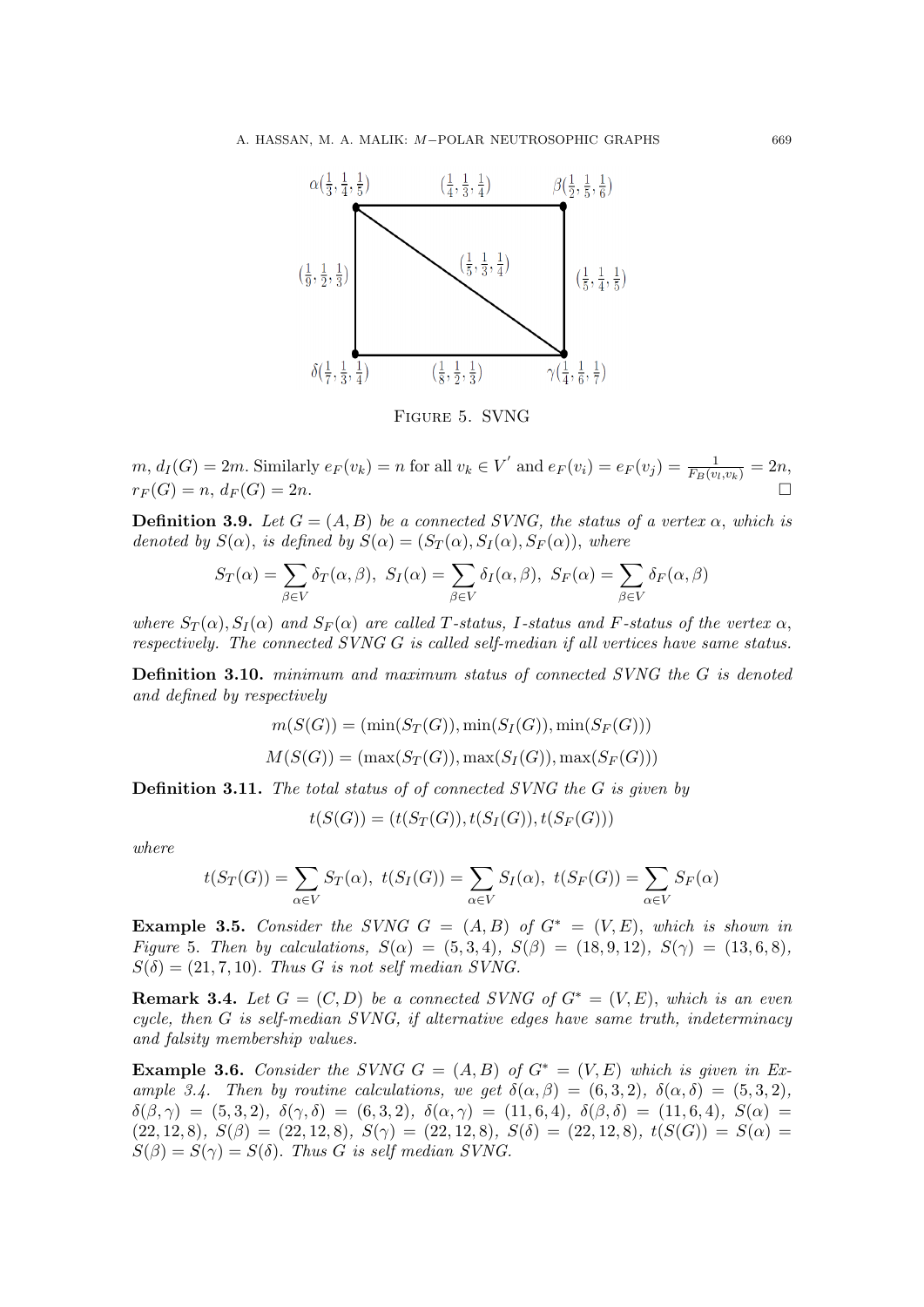FIGURE 5. SVNG

$m$, $d_I(G) = 2m$. Similarly $e_F(v_k) = n$ for all $v_k \in V'$ and $e_F(v_i) = e_F(v_j) = \frac{1}{F_B(v_l, v_k)} = 2n$, $r_F(G) = n$, $d_F(G) = 2n$. □

**Definition 3.9.** *Let $G = (A, B)$ be a connected SVNG, the status of a vertex $\alpha$, which is denoted by $S(\alpha)$, is defined by $S(\alpha) = (S_T(\alpha), S_I(\alpha), S_F(\alpha))$, where*

$$S_T(\alpha) = \sum_{\beta \in V} \delta_T(\alpha, \beta),\ S_I(\alpha) = \sum_{\beta \in V} \delta_I(\alpha, \beta),\ S_F(\alpha) = \sum_{\beta \in V} \delta_F(\alpha, \beta)$$

*where $S_T(\alpha), S_I(\alpha)$ and $S_F(\alpha)$ are called $T$-status, $I$-status and $F$-status of the vertex $\alpha$, respectively. The connected SVNG $G$ is called self-median if all vertices have same status.*

**Definition 3.10.** *minimum and maximum status of connected SVNG the $G$ is denoted and defined by respectively*

$$m(S(G)) = (\min(S_T(G)), \min(S_I(G)), \min(S_F(G)))$$

$$M(S(G)) = (\max(S_T(G)), \max(S_I(G)), \max(S_F(G)))$$

**Definition 3.11.** *The total status of of connected SVNG the $G$ is given by*

$$t(S(G)) = (t(S_T(G)), t(S_I(G)), t(S_F(G)))$$

*where*

$$t(S_T(G)) = \sum_{\alpha \in V} S_T(\alpha),\ t(S_I(G)) = \sum_{\alpha \in V} S_I(\alpha),\ t(S_F(G)) = \sum_{\alpha \in V} S_F(\alpha)$$

**Example 3.5.** *Consider the SVNG $G = (A, B)$ of $G^* = (V, E)$, which is shown in Figure 5. Then by calculations, $S(\alpha) = (5, 3, 4)$, $S(\beta) = (18, 9, 12)$, $S(\gamma) = (13, 6, 8)$, $S(\delta) = (21, 7, 10)$. Thus $G$ is not self median SVNG.*

**Remark 3.4.** *Let $G = (C, D)$ be a connected SVNG of $G^* = (V, E)$, which is an even cycle, then $G$ is self-median SVNG, if alternative edges have same truth, indeterminacy and falsity membership values.*

**Example 3.6.** *Consider the SVNG $G = (A, B)$ of $G^* = (V, E)$ which is given in Example 3.4. Then by routine calculations, we get $\delta(\alpha, \beta) = (6, 3, 2)$, $\delta(\alpha, \delta) = (5, 3, 2)$, $\delta(\beta, \gamma) = (5, 3, 2)$, $\delta(\gamma, \delta) = (6, 3, 2)$, $\delta(\alpha, \gamma) = (11, 6, 4)$, $\delta(\beta, \delta) = (11, 6, 4)$, $S(\alpha) = (22, 12, 8)$, $S(\beta) = (22, 12, 8)$, $S(\gamma) = (22, 12, 8)$, $S(\delta) = (22, 12, 8)$, $t(S(G)) = S(\alpha) = S(\beta) = S(\gamma) = S(\delta)$. Thus $G$ is self median SVNG.*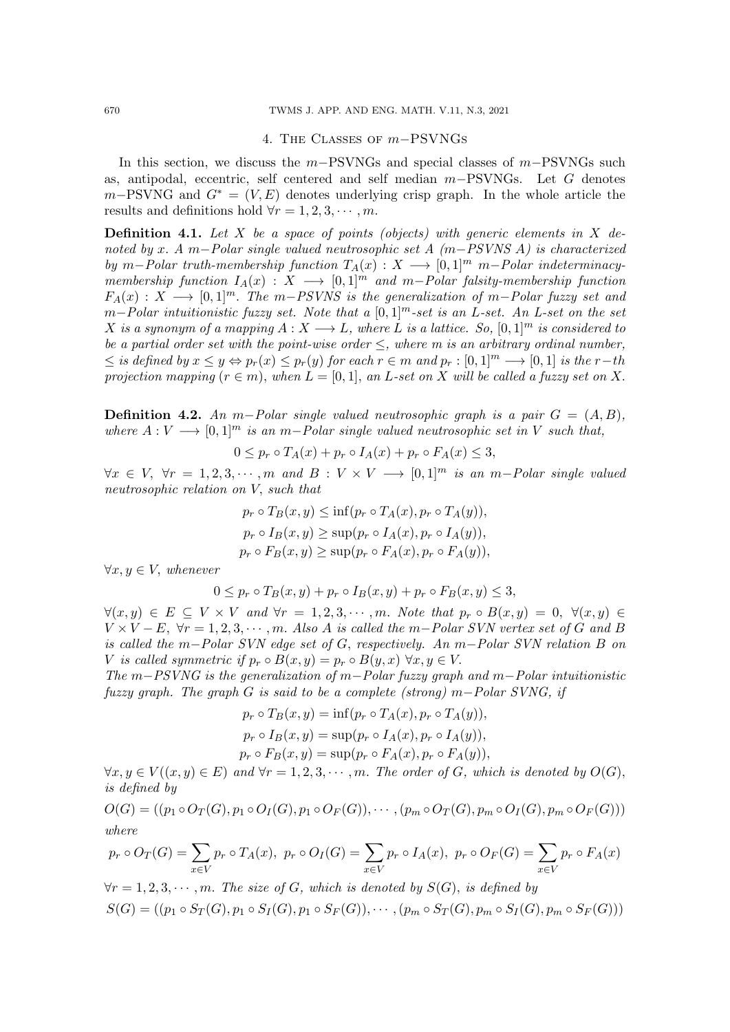## 4. The Classes of $m-$PSVNGs

In this section, we discuss the $m-$PSVNGs and special classes of $m-$PSVNGs such as, antipodal, eccentric, self centered and self median $m-$PSVNGs. Let $G$ denotes $m-$PSVNG and $G^* = (V, E)$ denotes underlying crisp graph. In the whole article the results and definitions hold $\forall r = 1, 2, 3, \cdots, m$.

**Definition 4.1.** *Let $X$ be a space of points (objects) with generic elements in $X$ denoted by $x$. A $m-$Polar single valued neutrosophic set $A$ ($m-$PSVNS $A$) is characterized by $m-$Polar truth-membership function $T_A(x) : X \longrightarrow [0,1]^m$ $m-$Polar indeterminacy-membership function $I_A(x) : X \longrightarrow [0,1]^m$ and $m-$Polar falsity-membership function $F_A(x) : X \longrightarrow [0,1]^m$. The $m-$PSVNS is the generalization of $m-$Polar fuzzy set and $m-$Polar intuitionistic fuzzy set. Note that a $[0,1]^m$-set is an $L$-set. An $L$-set on the set $X$ is a synonym of a mapping $A : X \longrightarrow L$, where $L$ is a lattice. So, $[0,1]^m$ is considered to be a partial order set with the point-wise order $\leq$, where $m$ is an arbitrary ordinal number, $\leq$ is defined by $x \leq y \Leftrightarrow p_r(x) \leq p_r(y)$ for each $r \in m$ and $p_r : [0,1]^m \longrightarrow [0,1]$ is the $r-th$ projection mapping ($r \in m$), when $L = [0,1]$, an $L$-set on $X$ will be called a fuzzy set on $X$.*

**Definition 4.2.** *An $m-$Polar single valued neutrosophic graph is a pair $G = (A, B)$, where $A : V \longrightarrow [0,1]^m$ is an $m-$Polar single valued neutrosophic set in $V$ such that,*

$$0 \leq p_r \circ T_A(x) + p_r \circ I_A(x) + p_r \circ F_A(x) \leq 3,$$

*$\forall x \in V$, $\forall r = 1, 2, 3, \cdots, m$ and $B : V \times V \longrightarrow [0,1]^m$ is an $m-$Polar single valued neutrosophic relation on $V$, such that*

$$p_r \circ T_B(x,y) \leq \inf(p_r \circ T_A(x), p_r \circ T_A(y)),$$
$$p_r \circ I_B(x,y) \geq \sup(p_r \circ I_A(x), p_r \circ I_A(y)),$$
$$p_r \circ F_B(x,y) \geq \sup(p_r \circ F_A(x), p_r \circ F_A(y)),$$

*$\forall x, y \in V$, whenever*

$$0 \leq p_r \circ T_B(x,y) + p_r \circ I_B(x,y) + p_r \circ F_B(x,y) \leq 3,$$

*$\forall (x,y) \in E \subseteq V \times V$ and $\forall r = 1, 2, 3, \cdots, m$. Note that $p_r \circ B(x,y) = 0$, $\forall (x,y) \in V \times V - E$, $\forall r = 1, 2, 3, \cdots, m$. Also $A$ is called the $m-$Polar SVN vertex set of $G$ and $B$ is called the $m-$Polar SVN edge set of $G$, respectively. An $m-$Polar SVN relation $B$ on $V$ is called symmetric if $p_r \circ B(x,y) = p_r \circ B(y,x)$ $\forall x, y \in V$.*
*The $m-$PSVNG is the generalization of $m-$Polar fuzzy graph and $m-$Polar intuitionistic fuzzy graph. The graph $G$ is said to be a complete (strong) $m-$Polar SVNG, if*

$$p_r \circ T_B(x,y) = \inf(p_r \circ T_A(x), p_r \circ T_A(y)),$$
$$p_r \circ I_B(x,y) = \sup(p_r \circ I_A(x), p_r \circ I_A(y)),$$
$$p_r \circ F_B(x,y) = \sup(p_r \circ F_A(x), p_r \circ F_A(y)),$$

*$\forall x, y \in V((x,y) \in E)$ and $\forall r = 1, 2, 3, \cdots, m$. The order of $G$, which is denoted by $O(G)$, is defined by*

$$O(G) = ((p_1 \circ O_T(G), p_1 \circ O_I(G), p_1 \circ O_F(G)), \cdots, (p_m \circ O_T(G), p_m \circ O_I(G), p_m \circ O_F(G)))$$

*where*

$$p_r \circ O_T(G) = \sum_{x \in V} p_r \circ T_A(x), \ p_r \circ O_I(G) = \sum_{x \in V} p_r \circ I_A(x), \ p_r \circ O_F(G) = \sum_{x \in V} p_r \circ F_A(x)$$

*$\forall r = 1, 2, 3, \cdots, m$. The size of $G$, which is denoted by $S(G)$, is defined by*

$$S(G) = ((p_1 \circ S_T(G), p_1 \circ S_I(G), p_1 \circ S_F(G)), \cdots, (p_m \circ S_T(G), p_m \circ S_I(G), p_m \circ S_F(G)))$$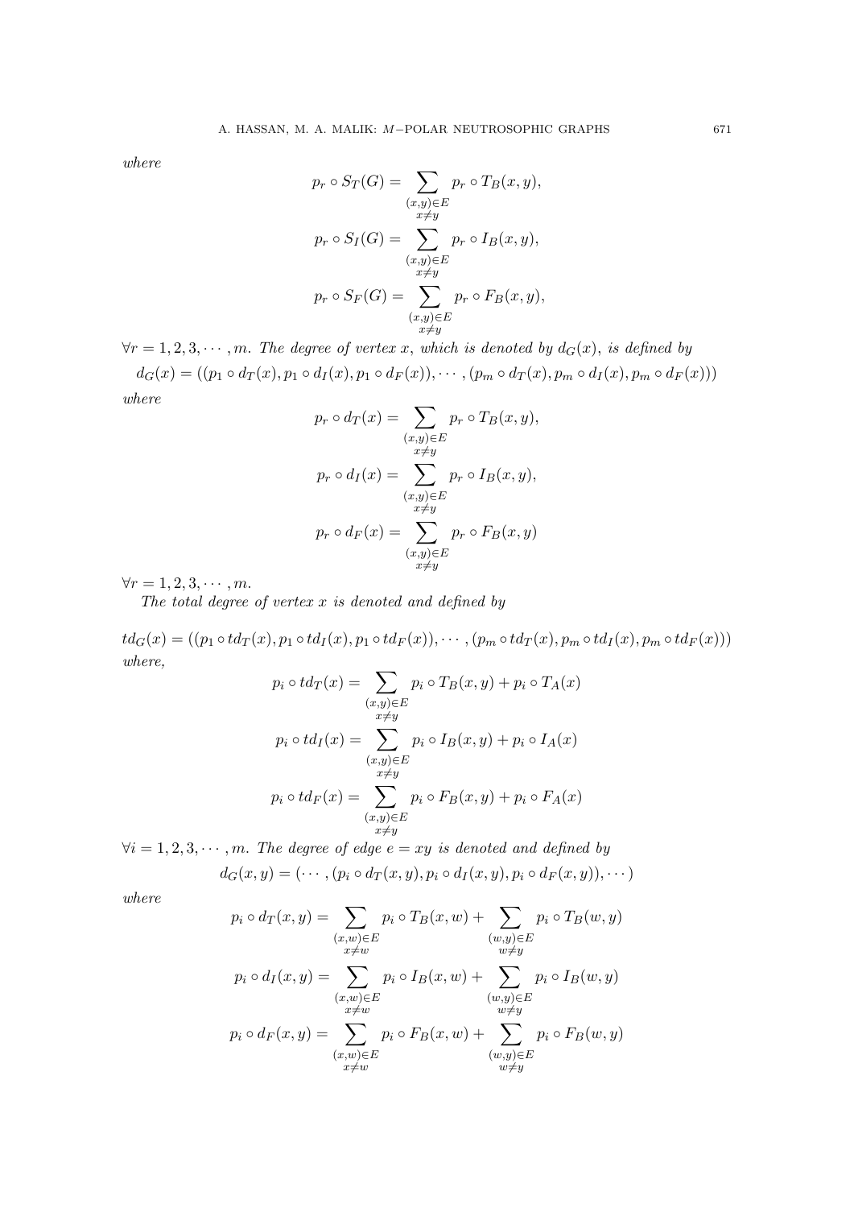*where*

$$p_r \circ S_T(G) = \sum_{\substack{(x,y)\in E\\ x\neq y}} p_r \circ T_B(x,y),$$

$$p_r \circ S_I(G) = \sum_{\substack{(x,y)\in E\\ x\neq y}} p_r \circ I_B(x,y),$$

$$p_r \circ S_F(G) = \sum_{\substack{(x,y)\in E\\ x\neq y}} p_r \circ F_B(x,y),$$

$\forall r = 1, 2, 3, \cdots, m$. *The degree of vertex $x$, which is denoted by $d_G(x)$, is defined by*

$$d_G(x) = ((p_1 \circ d_T(x), p_1 \circ d_I(x), p_1 \circ d_F(x)), \cdots, (p_m \circ d_T(x), p_m \circ d_I(x), p_m \circ d_F(x)))$$

*where*

$$p_r \circ d_T(x) = \sum_{\substack{(x,y)\in E\\ x\neq y}} p_r \circ T_B(x,y),$$

$$p_r \circ d_I(x) = \sum_{\substack{(x,y)\in E\\ x\neq y}} p_r \circ I_B(x,y),$$

$$p_r \circ d_F(x) = \sum_{\substack{(x,y)\in E\\ x\neq y}} p_r \circ F_B(x,y)$$

$\forall r = 1, 2, 3, \cdots, m$.

*The total degree of vertex $x$ is denoted and defined by*

$$td_G(x) = ((p_1 \circ td_T(x), p_1 \circ td_I(x), p_1 \circ td_F(x)), \cdots, (p_m \circ td_T(x), p_m \circ td_I(x), p_m \circ td_F(x)))$$

*where,*

$$p_i \circ td_T(x) = \sum_{\substack{(x,y)\in E\\ x\neq y}} p_i \circ T_B(x,y) + p_i \circ T_A(x)$$

$$p_i \circ td_I(x) = \sum_{\substack{(x,y)\in E\\ x\neq y}} p_i \circ I_B(x,y) + p_i \circ I_A(x)$$

$$p_i \circ td_F(x) = \sum_{\substack{(x,y)\in E\\ x\neq y}} p_i \circ F_B(x,y) + p_i \circ F_A(x)$$

$\forall i = 1, 2, 3, \cdots, m$. *The degree of edge $e = xy$ is denoted and defined by*

$$d_G(x,y) = (\cdots, (p_i \circ d_T(x,y), p_i \circ d_I(x,y), p_i \circ d_F(x,y)), \cdots)$$

*where*

$$p_i \circ d_T(x,y) = \sum_{\substack{(x,w)\in E\\ x\neq w}} p_i \circ T_B(x,w) + \sum_{\substack{(w,y)\in E\\ w\neq y}} p_i \circ T_B(w,y)$$

$$p_i \circ d_I(x,y) = \sum_{\substack{(x,w)\in E\\ x\neq w}} p_i \circ I_B(x,w) + \sum_{\substack{(w,y)\in E\\ w\neq y}} p_i \circ I_B(w,y)$$

$$p_i \circ d_F(x,y) = \sum_{\substack{(x,w)\in E\\ x\neq w}} p_i \circ F_B(x,w) + \sum_{\substack{(w,y)\in E\\ w\neq y}} p_i \circ F_B(w,y)$$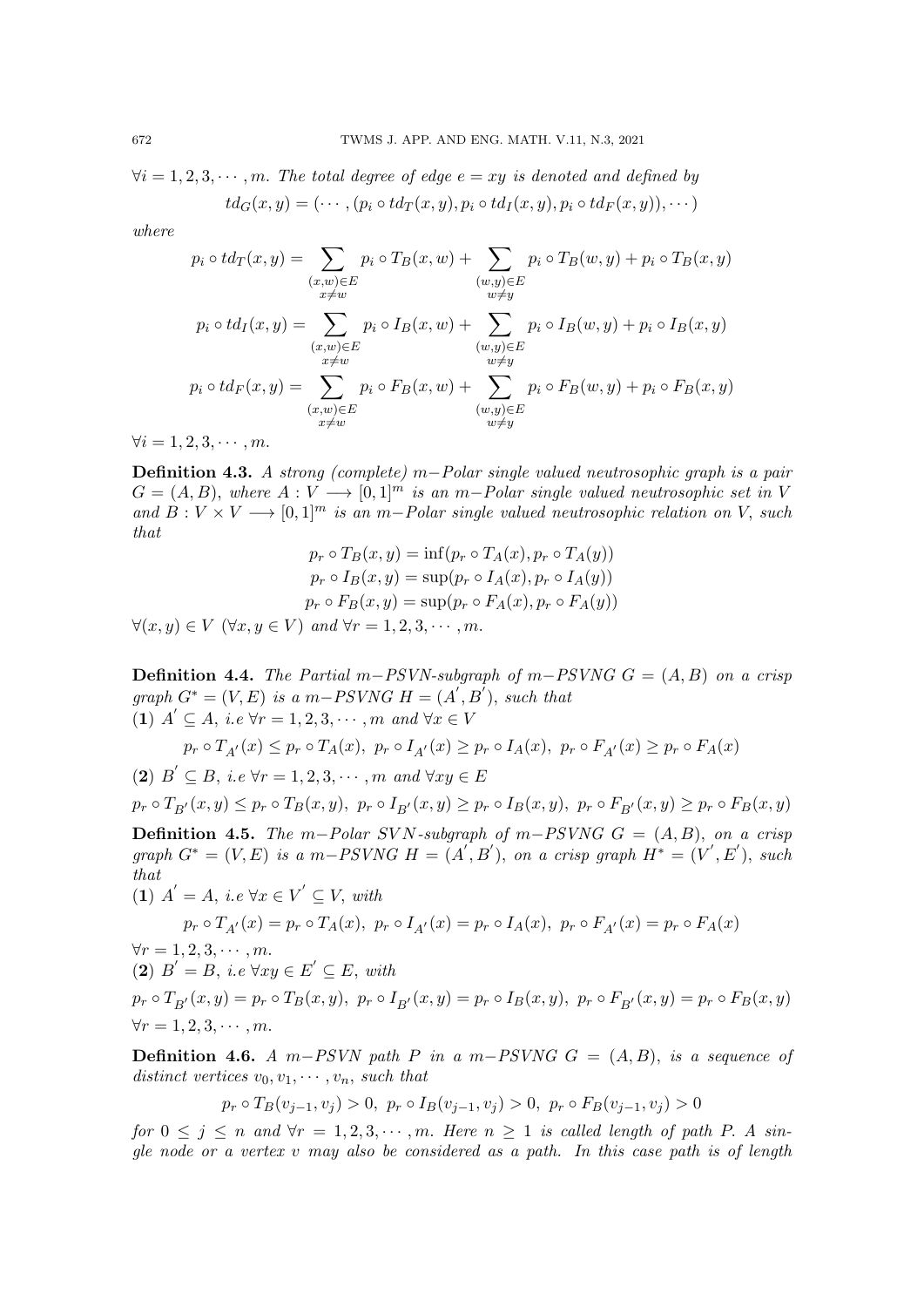$\forall i = 1, 2, 3, \cdots, m$. *The total degree of edge $e = xy$ is denoted and defined by*

$$td_G(x, y) = (\cdots, (p_i \circ td_T(x, y), p_i \circ td_I(x, y), p_i \circ td_F(x, y)), \cdots)$$

*where*

$$p_i \circ td_T(x, y) = \sum_{\substack{(x,w) \in E \\ x \neq w}} p_i \circ T_B(x, w) + \sum_{\substack{(w,y) \in E \\ w \neq y}} p_i \circ T_B(w, y) + p_i \circ T_B(x, y)$$

$$p_i \circ td_I(x, y) = \sum_{\substack{(x,w) \in E \\ x \neq w}} p_i \circ I_B(x, w) + \sum_{\substack{(w,y) \in E \\ w \neq y}} p_i \circ I_B(w, y) + p_i \circ I_B(x, y)$$

$$p_i \circ td_F(x, y) = \sum_{\substack{(x,w) \in E \\ x \neq w}} p_i \circ F_B(x, w) + \sum_{\substack{(w,y) \in E \\ w \neq y}} p_i \circ F_B(w, y) + p_i \circ F_B(x, y)$$

$\forall i = 1, 2, 3, \cdots, m$.

**Definition 4.3.** *A strong (complete) $m-$Polar single valued neutrosophic graph is a pair $G = (A, B)$, where $A : V \longrightarrow [0, 1]^m$ is an $m-$Polar single valued neutrosophic set in $V$ and $B : V \times V \longrightarrow [0, 1]^m$ is an $m-$Polar single valued neutrosophic relation on $V$, such that*

$$p_r \circ T_B(x, y) = \inf(p_r \circ T_A(x), p_r \circ T_A(y))$$
$$p_r \circ I_B(x, y) = \sup(p_r \circ I_A(x), p_r \circ I_A(y))$$
$$p_r \circ F_B(x, y) = \sup(p_r \circ F_A(x), p_r \circ F_A(y))$$

$\forall (x, y) \in V$ $(\forall x, y \in V)$ *and* $\forall r = 1, 2, 3, \cdots, m$.

**Definition 4.4.** *The Partial $m-PSVN$-subgraph of $m-PSVNG$ $G = (A, B)$ on a crisp graph $G^* = (V, E)$ is a $m-PSVNG$ $H = (A', B')$, such that*

**(1)** $A' \subseteq A$, *i.e* $\forall r = 1, 2, 3, \cdots, m$ *and* $\forall x \in V$

$$p_r \circ T_{A'}(x) \leq p_r \circ T_A(x),\ p_r \circ I_{A'}(x) \geq p_r \circ I_A(x),\ p_r \circ F_{A'}(x) \geq p_r \circ F_A(x)$$

**(2)** $B' \subseteq B$, *i.e* $\forall r = 1, 2, 3, \cdots, m$ *and* $\forall xy \in E$

$$p_r \circ T_{B'}(x, y) \leq p_r \circ T_B(x, y),\ p_r \circ I_{B'}(x, y) \geq p_r \circ I_B(x, y),\ p_r \circ F_{B'}(x, y) \geq p_r \circ F_B(x, y)$$

**Definition 4.5.** *The $m-$Polar $SVN$-subgraph of $m-PSVNG$ $G = (A, B)$, on a crisp graph $G^* = (V, E)$ is a $m-PSVNG$ $H = (A', B')$, on a crisp graph $H^* = (V', E')$, such that*

**(1)** $A' = A$, *i.e* $\forall x \in V' \subseteq V$, *with*

$$p_r \circ T_{A'}(x) = p_r \circ T_A(x),\ p_r \circ I_{A'}(x) = p_r \circ I_A(x),\ p_r \circ F_{A'}(x) = p_r \circ F_A(x)$$

$\forall r = 1, 2, 3, \cdots, m$.

**(2)** $B' = B$, *i.e* $\forall xy \in E' \subseteq E$, *with*

$$p_r \circ T_{B'}(x, y) = p_r \circ T_B(x, y),\ p_r \circ I_{B'}(x, y) = p_r \circ I_B(x, y),\ p_r \circ F_{B'}(x, y) = p_r \circ F_B(x, y)$$

$\forall r = 1, 2, 3, \cdots, m$.

**Definition 4.6.** *A $m-PSVN$ path $P$ in a $m-PSVNG$ $G = (A, B)$, is a sequence of distinct vertices $v_0, v_1, \cdots, v_n$, such that*

$$p_r \circ T_B(v_{j-1}, v_j) > 0,\ p_r \circ I_B(v_{j-1}, v_j) > 0,\ p_r \circ F_B(v_{j-1}, v_j) > 0$$

*for $0 \leq j \leq n$ and $\forall r = 1, 2, 3, \cdots, m$. Here $n \geq 1$ is called length of path $P$. A single node or a vertex $v$ may also be considered as a path. In this case path is of length*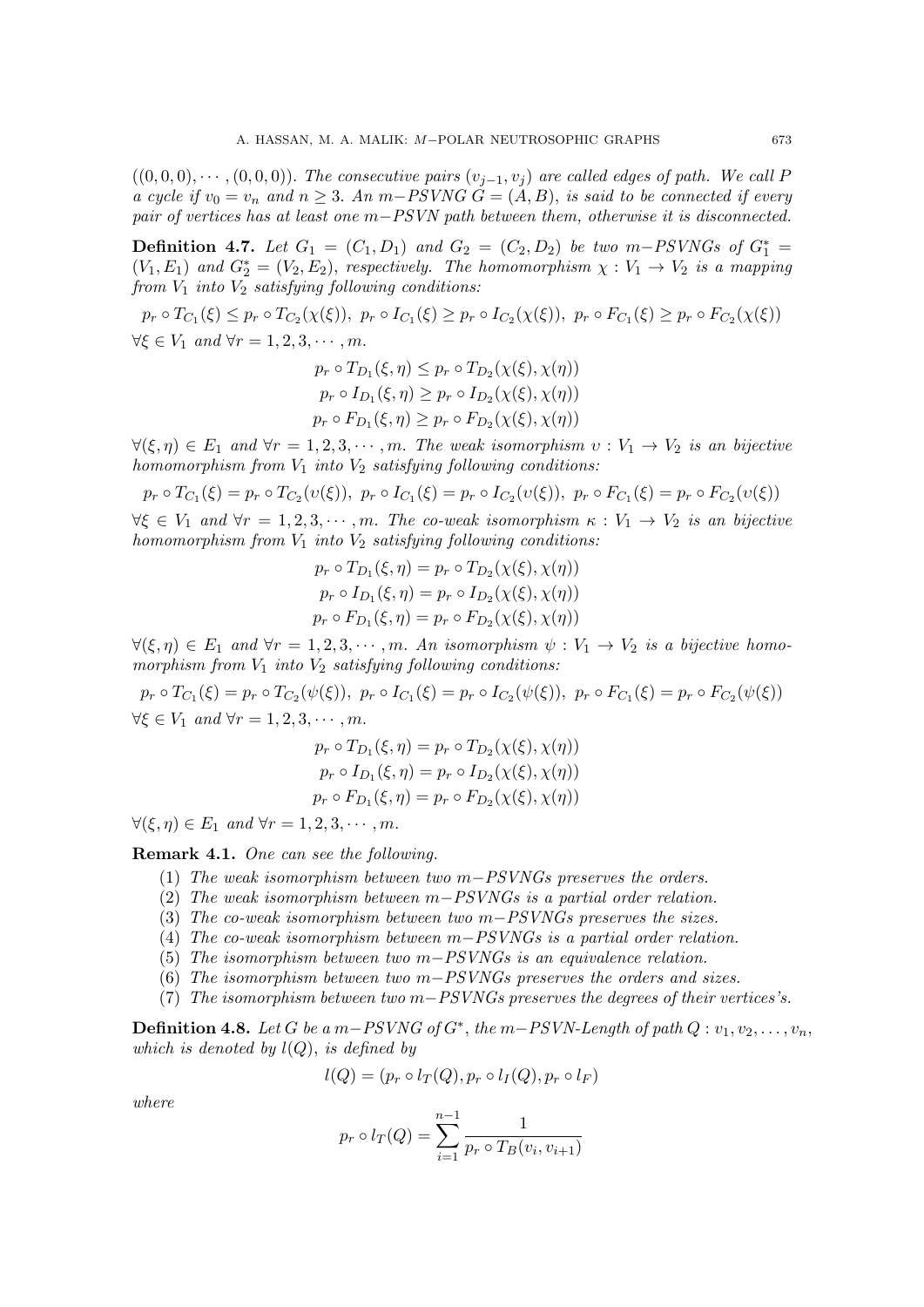$((0,0,0),\cdots,(0,0,0))$. *The consecutive pairs* $(v_{j-1},v_j)$ *are called edges of path. We call* $P$ *a cycle if* $v_0 = v_n$ *and* $n \geq 3$. *An* $m-PSVNG$ $G = (A,B)$, *is said to be connected if every pair of vertices has at least one* $m-PSVN$ *path between them, otherwise it is disconnected.*

**Definition 4.7.** *Let* $G_1 = (C_1, D_1)$ *and* $G_2 = (C_2, D_2)$ *be two* $m-PSVNGs$ *of* $G_1^* = (V_1, E_1)$ *and* $G_2^* = (V_2, E_2)$, *respectively. The homomorphism* $\chi : V_1 \to V_2$ *is a mapping from* $V_1$ *into* $V_2$ *satisfying following conditions:*

$$p_r \circ T_{C_1}(\xi) \leq p_r \circ T_{C_2}(\chi(\xi)),\ p_r \circ I_{C_1}(\xi) \geq p_r \circ I_{C_2}(\chi(\xi)),\ p_r \circ F_{C_1}(\xi) \geq p_r \circ F_{C_2}(\chi(\xi))$$

$\forall \xi \in V_1$ *and* $\forall r = 1, 2, 3, \cdots, m$.

$$p_r \circ T_{D_1}(\xi,\eta) \leq p_r \circ T_{D_2}(\chi(\xi),\chi(\eta))$$
$$p_r \circ I_{D_1}(\xi,\eta) \geq p_r \circ I_{D_2}(\chi(\xi),\chi(\eta))$$
$$p_r \circ F_{D_1}(\xi,\eta) \geq p_r \circ F_{D_2}(\chi(\xi),\chi(\eta))$$

$\forall (\xi,\eta) \in E_1$ *and* $\forall r = 1, 2, 3, \cdots, m$. *The weak isomorphism* $\upsilon : V_1 \to V_2$ *is an bijective homomorphism from* $V_1$ *into* $V_2$ *satisfying following conditions:*

$$p_r \circ T_{C_1}(\xi) = p_r \circ T_{C_2}(\upsilon(\xi)),\ p_r \circ I_{C_1}(\xi) = p_r \circ I_{C_2}(\upsilon(\xi)),\ p_r \circ F_{C_1}(\xi) = p_r \circ F_{C_2}(\upsilon(\xi))$$

$\forall \xi \in V_1$ *and* $\forall r = 1, 2, 3, \cdots, m$. *The co-weak isomorphism* $\kappa : V_1 \to V_2$ *is an bijective homomorphism from* $V_1$ *into* $V_2$ *satisfying following conditions:*

$$p_r \circ T_{D_1}(\xi,\eta) = p_r \circ T_{D_2}(\chi(\xi),\chi(\eta))$$
$$p_r \circ I_{D_1}(\xi,\eta) = p_r \circ I_{D_2}(\chi(\xi),\chi(\eta))$$
$$p_r \circ F_{D_1}(\xi,\eta) = p_r \circ F_{D_2}(\chi(\xi),\chi(\eta))$$

$\forall (\xi,\eta) \in E_1$ *and* $\forall r = 1, 2, 3, \cdots, m$. *An isomorphism* $\psi : V_1 \to V_2$ *is a bijective homomorphism from* $V_1$ *into* $V_2$ *satisfying following conditions:*

$$p_r \circ T_{C_1}(\xi) = p_r \circ T_{C_2}(\psi(\xi)),\ p_r \circ I_{C_1}(\xi) = p_r \circ I_{C_2}(\psi(\xi)),\ p_r \circ F_{C_1}(\xi) = p_r \circ F_{C_2}(\psi(\xi))$$

$\forall \xi \in V_1$ *and* $\forall r = 1, 2, 3, \cdots, m$.

$$p_r \circ T_{D_1}(\xi,\eta) = p_r \circ T_{D_2}(\chi(\xi),\chi(\eta))$$
$$p_r \circ I_{D_1}(\xi,\eta) = p_r \circ I_{D_2}(\chi(\xi),\chi(\eta))$$
$$p_r \circ F_{D_1}(\xi,\eta) = p_r \circ F_{D_2}(\chi(\xi),\chi(\eta))$$

$\forall (\xi,\eta) \in E_1$ *and* $\forall r = 1, 2, 3, \cdots, m$.

**Remark 4.1.** *One can see the following.*

(1) *The weak isomorphism between two* $m-PSVNGs$ *preserves the orders.*
(2) *The weak isomorphism between* $m-PSVNGs$ *is a partial order relation.*
(3) *The co-weak isomorphism between two* $m-PSVNGs$ *preserves the sizes.*
(4) *The co-weak isomorphism between* $m-PSVNGs$ *is a partial order relation.*
(5) *The isomorphism between two* $m-PSVNGs$ *is an equivalence relation.*
(6) *The isomorphism between two* $m-PSVNGs$ *preserves the orders and sizes.*
(7) *The isomorphism between two* $m-PSVNGs$ *preserves the degrees of their vertices's.*

**Definition 4.8.** *Let* $G$ *be a* $m-PSVNG$ *of* $G^*$, *the* $m-PSVN$*-Length of path* $Q : v_1, v_2, \ldots, v_n$, *which is denoted by* $l(Q)$, *is defined by*

$$l(Q) = (p_r \circ l_T(Q), p_r \circ l_I(Q), p_r \circ l_F)$$

*where*

$$p_r \circ l_T(Q) = \sum_{i=1}^{n-1} \frac{1}{p_r \circ T_B(v_i, v_{i+1})}$$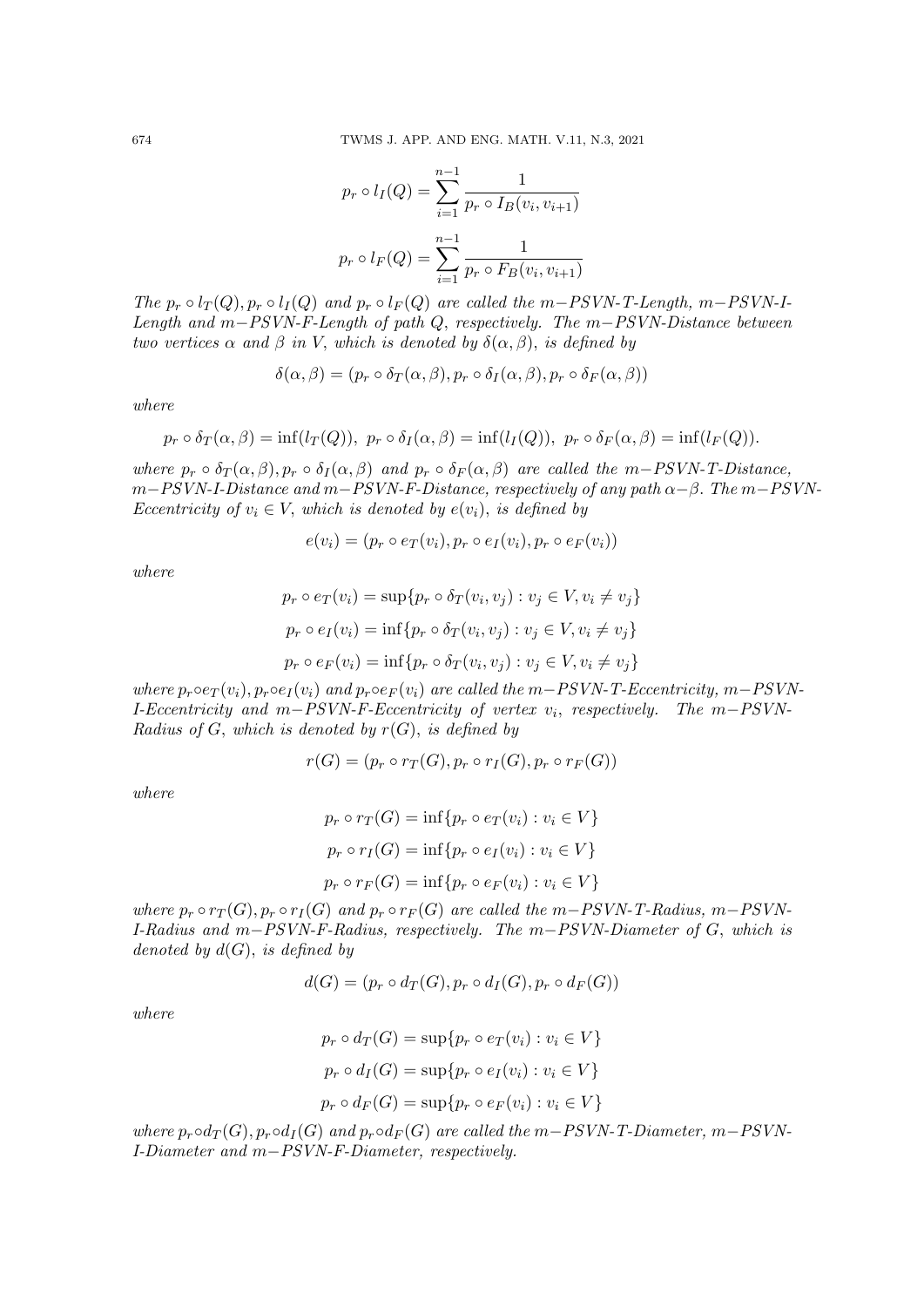$$p_r \circ l_I(Q) = \sum_{i=1}^{n-1} \frac{1}{p_r \circ I_B(v_i, v_{i+1})}$$

$$p_r \circ l_F(Q) = \sum_{i=1}^{n-1} \frac{1}{p_r \circ F_B(v_i, v_{i+1})}$$

*The* $p_r \circ l_T(Q), p_r \circ l_I(Q)$ *and* $p_r \circ l_F(Q)$ *are called the* $m-$*PSVN-T-Length,* $m-$*PSVN-I-Length and* $m-$*PSVN-F-Length of path* $Q$*, respectively. The* $m-$*PSVN-Distance between two vertices* $\alpha$ *and* $\beta$ *in* $V$*, which is denoted by* $\delta(\alpha, \beta)$*, is defined by*

$$\delta(\alpha, \beta) = (p_r \circ \delta_T(\alpha, \beta), p_r \circ \delta_I(\alpha, \beta), p_r \circ \delta_F(\alpha, \beta))$$

*where*

$$p_r \circ \delta_T(\alpha, \beta) = \inf(l_T(Q)),\ p_r \circ \delta_I(\alpha, \beta) = \inf(l_I(Q)),\ p_r \circ \delta_F(\alpha, \beta) = \inf(l_F(Q)).$$

*where* $p_r \circ \delta_T(\alpha, \beta), p_r \circ \delta_I(\alpha, \beta)$ *and* $p_r \circ \delta_F(\alpha, \beta)$ *are called the* $m-$*PSVN-T-Distance,* $m-$*PSVN-I-Distance and* $m-$*PSVN-F-Distance, respectively of any path* $\alpha - \beta$*. The* $m-$*PSVN-Eccentricity of* $v_i \in V$*, which is denoted by* $e(v_i)$*, is defined by*

$$e(v_i) = (p_r \circ e_T(v_i), p_r \circ e_I(v_i), p_r \circ e_F(v_i))$$

*where*

$$p_r \circ e_T(v_i) = \sup\{p_r \circ \delta_T(v_i, v_j) : v_j \in V, v_i \neq v_j\}$$

$$p_r \circ e_I(v_i) = \inf\{p_r \circ \delta_T(v_i, v_j) : v_j \in V, v_i \neq v_j\}$$

$$p_r \circ e_F(v_i) = \inf\{p_r \circ \delta_T(v_i, v_j) : v_j \in V, v_i \neq v_j\}$$

*where* $p_r \circ e_T(v_i), p_r \circ e_I(v_i)$ *and* $p_r \circ e_F(v_i)$ *are called the* $m-$*PSVN-T-Eccentricity,* $m-$*PSVN-I-Eccentricity and* $m-$*PSVN-F-Eccentricity of vertex* $v_i$*, respectively. The* $m-$*PSVN-Radius of* $G$*, which is denoted by* $r(G)$*, is defined by*

$$r(G) = (p_r \circ r_T(G), p_r \circ r_I(G), p_r \circ r_F(G))$$

*where*

$$p_r \circ r_T(G) = \inf\{p_r \circ e_T(v_i) : v_i \in V\}$$

$$p_r \circ r_I(G) = \inf\{p_r \circ e_I(v_i) : v_i \in V\}$$

$$p_r \circ r_F(G) = \inf\{p_r \circ e_F(v_i) : v_i \in V\}$$

*where* $p_r \circ r_T(G), p_r \circ r_I(G)$ *and* $p_r \circ r_F(G)$ *are called the* $m-$*PSVN-T-Radius,* $m-$*PSVN-I-Radius and* $m-$*PSVN-F-Radius, respectively. The* $m-$*PSVN-Diameter of* $G$*, which is denoted by* $d(G)$*, is defined by*

$$d(G) = (p_r \circ d_T(G), p_r \circ d_I(G), p_r \circ d_F(G))$$

*where*

$$p_r \circ d_T(G) = \sup\{p_r \circ e_T(v_i) : v_i \in V\}$$

$$p_r \circ d_I(G) = \sup\{p_r \circ e_I(v_i) : v_i \in V\}$$

$$p_r \circ d_F(G) = \sup\{p_r \circ e_F(v_i) : v_i \in V\}$$

*where* $p_r \circ d_T(G), p_r \circ d_I(G)$ *and* $p_r \circ d_F(G)$ *are called the* $m-$*PSVN-T-Diameter,* $m-$*PSVN-I-Diameter and* $m-$*PSVN-F-Diameter, respectively.*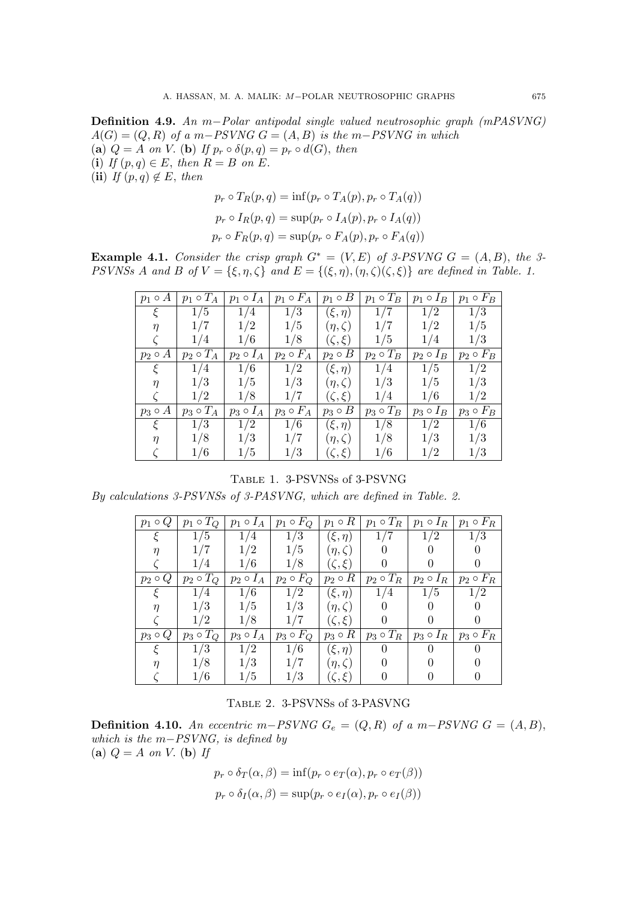**Definition 4.9.** *An m−Polar antipodal single valued neutrosophic graph (mPASVNG) $A(G) = (Q, R)$ of a m−PSVNG $G = (A, B)$ is the m−PSVNG in which*
(**a**) *$Q = A$ on $V$.* (**b**) *If $p_r \circ \delta(p, q) = p_r \circ d(G)$, then*
(**i**) *If $(p, q) \in E$, then $R = B$ on $E$.*
(**ii**) *If $(p, q) \notin E$, then*

$$p_r \circ T_R(p, q) = \inf(p_r \circ T_A(p), p_r \circ T_A(q))$$

$$p_r \circ I_R(p, q) = \sup(p_r \circ I_A(p), p_r \circ I_A(q))$$

$$p_r \circ F_R(p, q) = \sup(p_r \circ F_A(p), p_r \circ F_A(q))$$

**Example 4.1.** *Consider the crisp graph $G^* = (V, E)$ of 3-PSVNG $G = (A, B)$, the 3-PSVNSs $A$ and $B$ of $V = \{\xi, \eta, \zeta\}$ and $E = \{(\xi, \eta), (\eta, \zeta)(\zeta, \xi)\}$ are defined in Table. 1.*

| $p_1 \circ A$ | $p_1 \circ T_A$ | $p_1 \circ I_A$ | $p_1 \circ F_A$ | $p_1 \circ B$ | $p_1 \circ T_B$ | $p_1 \circ I_B$ | $p_1 \circ F_B$ |
|---|---|---|---|---|---|---|---|
| $\xi$ | $1/5$ | $1/4$ | $1/3$ | $(\xi, \eta)$ | $1/7$ | $1/2$ | $1/3$ |
| $\eta$ | $1/7$ | $1/2$ | $1/5$ | $(\eta, \zeta)$ | $1/7$ | $1/2$ | $1/5$ |
| $\zeta$ | $1/4$ | $1/6$ | $1/8$ | $(\zeta, \xi)$ | $1/5$ | $1/4$ | $1/3$ |
| $p_2 \circ A$ | $p_2 \circ T_A$ | $p_2 \circ I_A$ | $p_2 \circ F_A$ | $p_2 \circ B$ | $p_2 \circ T_B$ | $p_2 \circ I_B$ | $p_2 \circ F_B$ |
| $\xi$ | $1/4$ | $1/6$ | $1/2$ | $(\xi, \eta)$ | $1/4$ | $1/5$ | $1/2$ |
| $\eta$ | $1/3$ | $1/5$ | $1/3$ | $(\eta, \zeta)$ | $1/3$ | $1/5$ | $1/3$ |
| $\zeta$ | $1/2$ | $1/8$ | $1/7$ | $(\zeta, \xi)$ | $1/4$ | $1/6$ | $1/2$ |
| $p_3 \circ A$ | $p_3 \circ T_A$ | $p_3 \circ I_A$ | $p_3 \circ F_A$ | $p_3 \circ B$ | $p_3 \circ T_B$ | $p_3 \circ I_B$ | $p_3 \circ F_B$ |
| $\xi$ | $1/3$ | $1/2$ | $1/6$ | $(\xi, \eta)$ | $1/8$ | $1/2$ | $1/6$ |
| $\eta$ | $1/8$ | $1/3$ | $1/7$ | $(\eta, \zeta)$ | $1/8$ | $1/3$ | $1/3$ |
| $\zeta$ | $1/6$ | $1/5$ | $1/3$ | $(\zeta, \xi)$ | $1/6$ | $1/2$ | $1/3$ |

Table 1. 3-PSVNSs of 3-PSVNG

*By calculations 3-PSVNSs of 3-PASVNG, which are defined in Table. 2.*

| $p_1 \circ Q$ | $p_1 \circ T_Q$ | $p_1 \circ I_A$ | $p_1 \circ F_Q$ | $p_1 \circ R$ | $p_1 \circ T_R$ | $p_1 \circ I_R$ | $p_1 \circ F_R$ |
|---|---|---|---|---|---|---|---|
| $\xi$ | $1/5$ | $1/4$ | $1/3$ | $(\xi, \eta)$ | $1/7$ | $1/2$ | $1/3$ |
| $\eta$ | $1/7$ | $1/2$ | $1/5$ | $(\eta, \zeta)$ | $0$ | $0$ | $0$ |
| $\zeta$ | $1/4$ | $1/6$ | $1/8$ | $(\zeta, \xi)$ | $0$ | $0$ | $0$ |
| $p_2 \circ Q$ | $p_2 \circ T_Q$ | $p_2 \circ I_A$ | $p_2 \circ F_Q$ | $p_2 \circ R$ | $p_2 \circ T_R$ | $p_2 \circ I_R$ | $p_2 \circ F_R$ |
| $\xi$ | $1/4$ | $1/6$ | $1/2$ | $(\xi, \eta)$ | $1/4$ | $1/5$ | $1/2$ |
| $\eta$ | $1/3$ | $1/5$ | $1/3$ | $(\eta, \zeta)$ | $0$ | $0$ | $0$ |
| $\zeta$ | $1/2$ | $1/8$ | $1/7$ | $(\zeta, \xi)$ | $0$ | $0$ | $0$ |
| $p_3 \circ Q$ | $p_3 \circ T_Q$ | $p_3 \circ I_A$ | $p_3 \circ F_Q$ | $p_3 \circ R$ | $p_3 \circ T_R$ | $p_3 \circ I_R$ | $p_3 \circ F_R$ |
| $\xi$ | $1/3$ | $1/2$ | $1/6$ | $(\xi, \eta)$ | $0$ | $0$ | $0$ |
| $\eta$ | $1/8$ | $1/3$ | $1/7$ | $(\eta, \zeta)$ | $0$ | $0$ | $0$ |
| $\zeta$ | $1/6$ | $1/5$ | $1/3$ | $(\zeta, \xi)$ | $0$ | $0$ | $0$ |

Table 2. 3-PSVNSs of 3-PASVNG

**Definition 4.10.** *An eccentric m−PSVNG $G_e = (Q, R)$ of a m−PSVNG $G = (A, B)$, which is the m−PSVNG, is defined by*
(**a**) *$Q = A$ on $V$.* (**b**) *If*

$$p_r \circ \delta_T(\alpha, \beta) = \inf(p_r \circ e_T(\alpha), p_r \circ e_T(\beta))$$

$$p_r \circ \delta_I(\alpha, \beta) = \sup(p_r \circ e_I(\alpha), p_r \circ e_I(\beta))$$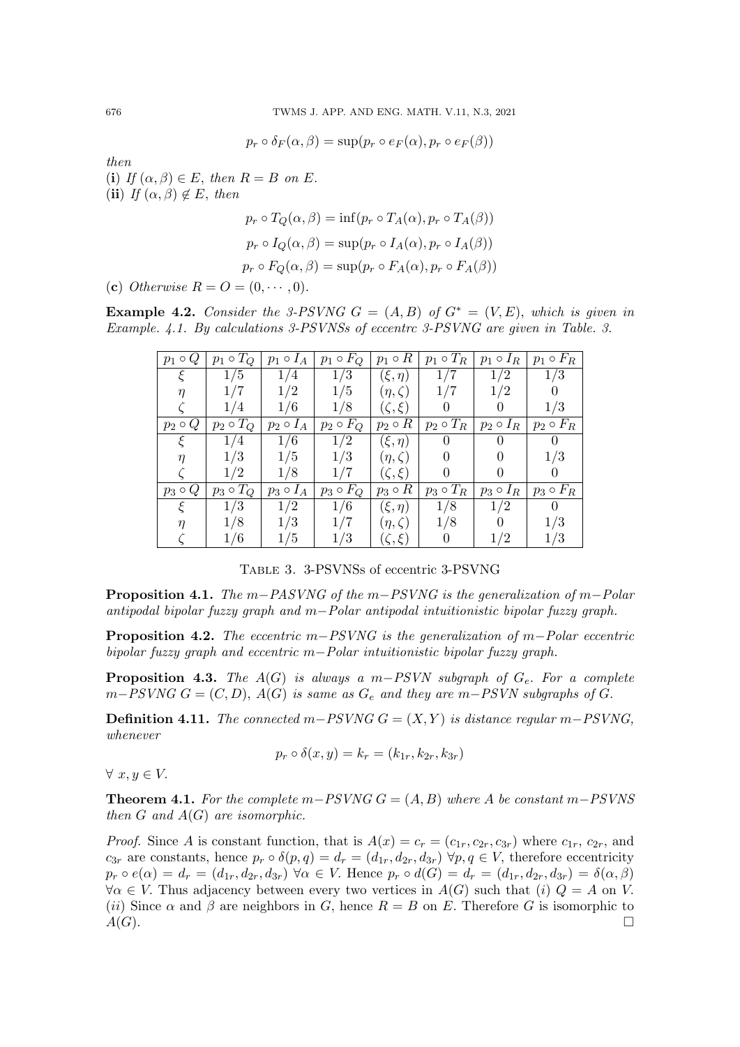$$p_r \circ \delta_F(\alpha, \beta) = \sup(p_r \circ e_F(\alpha), p_r \circ e_F(\beta))$$

then

(**i**) If $(\alpha, \beta) \in E$, then $R = B$ on $E$.

(**ii**) If $(\alpha, \beta) \notin E$, then

$$p_r \circ T_Q(\alpha, \beta) = \inf(p_r \circ T_A(\alpha), p_r \circ T_A(\beta))$$

$$p_r \circ I_Q(\alpha, \beta) = \sup(p_r \circ I_A(\alpha), p_r \circ I_A(\beta))$$

$$p_r \circ F_Q(\alpha, \beta) = \sup(p_r \circ F_A(\alpha), p_r \circ F_A(\beta))$$

(**c**) Otherwise $R = O = (0, \cdots, 0)$.

**Example 4.2.** *Consider the 3-PSVNG $G = (A, B)$ of $G^* = (V, E)$, which is given in Example. 4.1. By calculations 3-PSVNSs of eccentrc 3-PSVNG are given in Table. 3.*

| $p_1 \circ Q$ | $p_1 \circ T_Q$ | $p_1 \circ I_A$ | $p_1 \circ F_Q$ | $p_1 \circ R$ | $p_1 \circ T_R$ | $p_1 \circ I_R$ | $p_1 \circ F_R$ |
|---|---|---|---|---|---|---|---|
| $\xi$ | $1/5$ | $1/4$ | $1/3$ | $(\xi, \eta)$ | $1/7$ | $1/2$ | $1/3$ |
| $\eta$ | $1/7$ | $1/2$ | $1/5$ | $(\eta, \zeta)$ | $1/7$ | $1/2$ | $0$ |
| $\zeta$ | $1/4$ | $1/6$ | $1/8$ | $(\zeta, \xi)$ | $0$ | $0$ | $1/3$ |
| $p_2 \circ Q$ | $p_2 \circ T_Q$ | $p_2 \circ I_A$ | $p_2 \circ F_Q$ | $p_2 \circ R$ | $p_2 \circ T_R$ | $p_2 \circ I_R$ | $p_2 \circ F_R$ |
| $\xi$ | $1/4$ | $1/6$ | $1/2$ | $(\xi, \eta)$ | $0$ | $0$ | $0$ |
| $\eta$ | $1/3$ | $1/5$ | $1/3$ | $(\eta, \zeta)$ | $0$ | $0$ | $1/3$ |
| $\zeta$ | $1/2$ | $1/8$ | $1/7$ | $(\zeta, \xi)$ | $0$ | $0$ | $0$ |
| $p_3 \circ Q$ | $p_3 \circ T_Q$ | $p_3 \circ I_A$ | $p_3 \circ F_Q$ | $p_3 \circ R$ | $p_3 \circ T_R$ | $p_3 \circ I_R$ | $p_3 \circ F_R$ |
| $\xi$ | $1/3$ | $1/2$ | $1/6$ | $(\xi, \eta)$ | $1/8$ | $1/2$ | $0$ |
| $\eta$ | $1/8$ | $1/3$ | $1/7$ | $(\eta, \zeta)$ | $1/8$ | $0$ | $1/3$ |
| $\zeta$ | $1/6$ | $1/5$ | $1/3$ | $(\zeta, \xi)$ | $0$ | $1/2$ | $1/3$ |

Table 3. 3-PSVNSs of eccentric 3-PSVNG

**Proposition 4.1.** *The $m-$PASVNG of the $m-$PSVNG is the generalization of $m-$Polar antipodal bipolar fuzzy graph and $m-$Polar antipodal intuitionistic bipolar fuzzy graph.*

**Proposition 4.2.** *The eccentric $m-$PSVNG is the generalization of $m-$Polar eccentric bipolar fuzzy graph and eccentric $m-$Polar intuitionistic bipolar fuzzy graph.*

**Proposition 4.3.** *The $A(G)$ is always a $m-$PSVN subgraph of $G_e$. For a complete $m-$PSVNG $G = (C, D)$, $A(G)$ is same as $G_e$ and they are $m-$PSVN subgraphs of $G$.*

**Definition 4.11.** *The connected $m-$PSVNG $G = (X, Y)$ is distance regular $m-$PSVNG, whenever*

$$p_r \circ \delta(x, y) = k_r = (k_{1r}, k_{2r}, k_{3r})$$

$\forall\ x, y \in V$.

**Theorem 4.1.** *For the complete $m-$PSVNG $G = (A, B)$ where $A$ be constant $m-$PSVNS then $G$ and $A(G)$ are isomorphic.*

*Proof.* Since $A$ is constant function, that is $A(x) = c_r = (c_{1r}, c_{2r}, c_{3r})$ where $c_{1r}$, $c_{2r}$, and $c_{3r}$ are constants, hence $p_r \circ \delta(p, q) = d_r = (d_{1r}, d_{2r}, d_{3r})$ $\forall p, q \in V$, therefore eccentricity $p_r \circ e(\alpha) = d_r = (d_{1r}, d_{2r}, d_{3r})$ $\forall \alpha \in V$. Hence $p_r \circ d(G) = d_r = (d_{1r}, d_{2r}, d_{3r}) = \delta(\alpha, \beta)$ $\forall \alpha \in V$. Thus adjacency between every two vertices in $A(G)$ such that $(i)$ $Q = A$ on $V$. $(ii)$ Since $\alpha$ and $\beta$ are neighbors in $G$, hence $R = B$ on $E$. Therefore $G$ is isomorphic to $A(G)$. □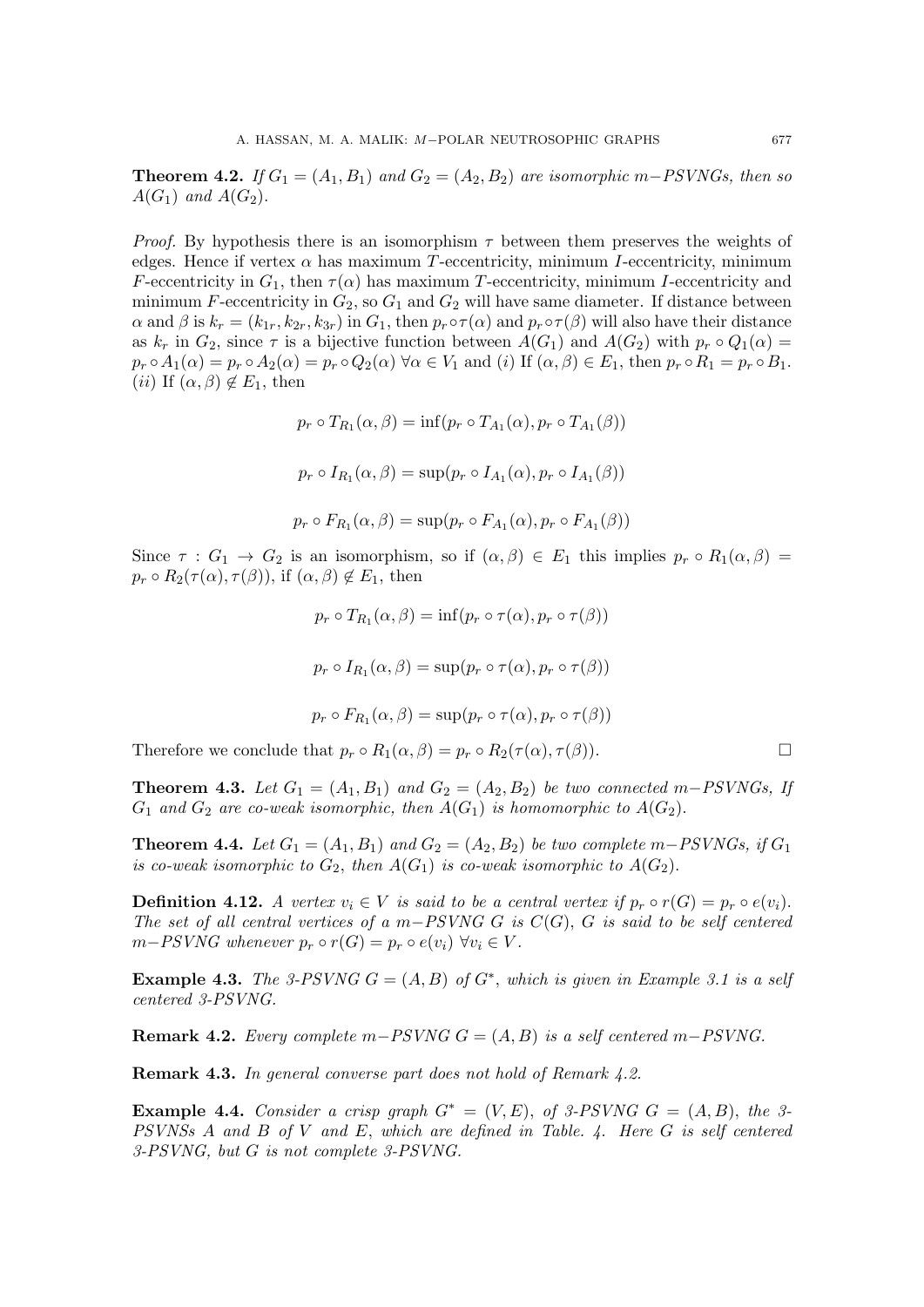**Theorem 4.2.** *If $G_1 = (A_1, B_1)$ and $G_2 = (A_2, B_2)$ are isomorphic $m-PSVNGs$, then so $A(G_1)$ and $A(G_2)$.*

*Proof.* By hypothesis there is an isomorphism $\tau$ between them preserves the weights of edges. Hence if vertex $\alpha$ has maximum $T$-eccentricity, minimum $I$-eccentricity, minimum $F$-eccentricity in $G_1$, then $\tau(\alpha)$ has maximum $T$-eccentricity, minimum $I$-eccentricity and minimum $F$-eccentricity in $G_2$, so $G_1$ and $G_2$ will have same diameter. If distance between $\alpha$ and $\beta$ is $k_r = (k_{1r}, k_{2r}, k_{3r})$ in $G_1$, then $p_r \circ \tau(\alpha)$ and $p_r \circ \tau(\beta)$ will also have their distance as $k_r$ in $G_2$, since $\tau$ is a bijective function between $A(G_1)$ and $A(G_2)$ with $p_r \circ Q_1(\alpha) = p_r \circ A_1(\alpha) = p_r \circ A_2(\alpha) = p_r \circ Q_2(\alpha)$ $\forall \alpha \in V_1$ and $(i)$ If $(\alpha, \beta) \in E_1$, then $p_r \circ R_1 = p_r \circ B_1$. $(ii)$ If $(\alpha, \beta) \notin E_1$, then

$$p_r \circ T_{R_1}(\alpha, \beta) = \inf(p_r \circ T_{A_1}(\alpha), p_r \circ T_{A_1}(\beta))$$

$$p_r \circ I_{R_1}(\alpha, \beta) = \sup(p_r \circ I_{A_1}(\alpha), p_r \circ I_{A_1}(\beta))$$

$$p_r \circ F_{R_1}(\alpha, \beta) = \sup(p_r \circ F_{A_1}(\alpha), p_r \circ F_{A_1}(\beta))$$

Since $\tau : G_1 \to G_2$ is an isomorphism, so if $(\alpha, \beta) \in E_1$ this implies $p_r \circ R_1(\alpha, \beta) = p_r \circ R_2(\tau(\alpha), \tau(\beta))$, if $(\alpha, \beta) \notin E_1$, then

$$p_r \circ T_{R_1}(\alpha, \beta) = \inf(p_r \circ \tau(\alpha), p_r \circ \tau(\beta))$$

$$p_r \circ I_{R_1}(\alpha, \beta) = \sup(p_r \circ \tau(\alpha), p_r \circ \tau(\beta))$$

$$p_r \circ F_{R_1}(\alpha, \beta) = \sup(p_r \circ \tau(\alpha), p_r \circ \tau(\beta))$$

Therefore we conclude that $p_r \circ R_1(\alpha, \beta) = p_r \circ R_2(\tau(\alpha), \tau(\beta))$. □

**Theorem 4.3.** *Let $G_1 = (A_1, B_1)$ and $G_2 = (A_2, B_2)$ be two connected $m-PSVNGs$, If $G_1$ and $G_2$ are co-weak isomorphic, then $A(G_1)$ is homomorphic to $A(G_2)$.*

**Theorem 4.4.** *Let $G_1 = (A_1, B_1)$ and $G_2 = (A_2, B_2)$ be two complete $m-PSVNGs$, if $G_1$ is co-weak isomorphic to $G_2$, then $A(G_1)$ is co-weak isomorphic to $A(G_2)$.*

**Definition 4.12.** *A vertex $v_i \in V$ is said to be a central vertex if $p_r \circ r(G) = p_r \circ e(v_i)$. The set of all central vertices of a $m-PSVNG$ $G$ is $C(G)$, $G$ is said to be self centered $m-PSVNG$ whenever $p_r \circ r(G) = p_r \circ e(v_i)$ $\forall v_i \in V$.*

**Example 4.3.** *The 3-PSVNG $G = (A, B)$ of $G^*$, which is given in Example 3.1 is a self centered 3-PSVNG.*

**Remark 4.2.** *Every complete $m-PSVNG$ $G = (A, B)$ is a self centered $m-PSVNG$.*

**Remark 4.3.** *In general converse part does not hold of Remark 4.2.*

**Example 4.4.** *Consider a crisp graph $G^* = (V, E)$, of 3-PSVNG $G = (A, B)$, the 3-PSVNSs $A$ and $B$ of $V$ and $E$, which are defined in Table. 4. Here $G$ is self centered 3-PSVNG, but $G$ is not complete 3-PSVNG.*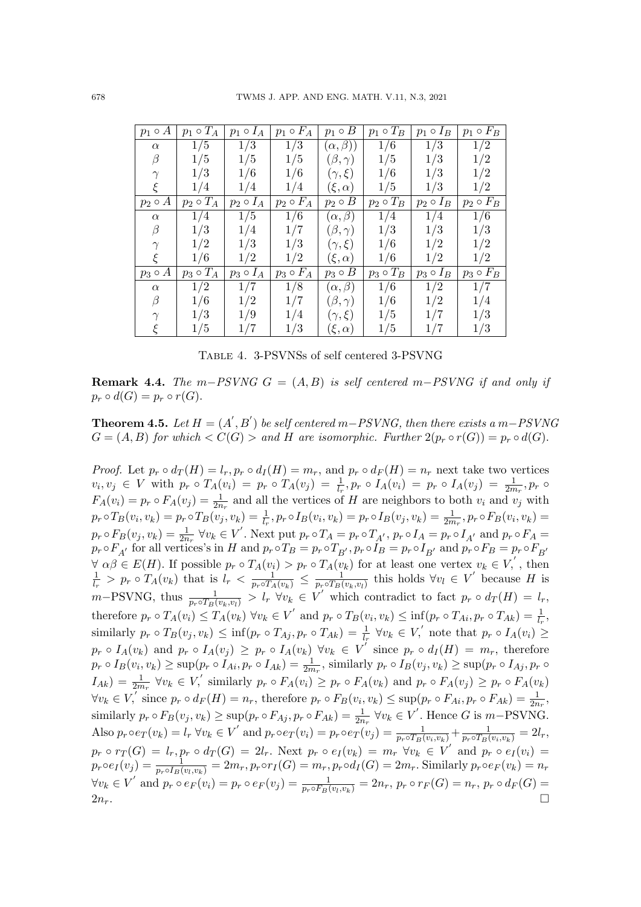| $p_1 \circ A$ | $p_1 \circ T_A$ | $p_1 \circ I_A$ | $p_1 \circ F_A$ | $p_1 \circ B$ | $p_1 \circ T_B$ | $p_1 \circ I_B$ | $p_1 \circ F_B$ |
|---|---|---|---|---|---|---|---|
| $\alpha$ | 1/5 | 1/3 | 1/3 | $(\alpha, \beta))$ | 1/6 | 1/3 | 1/2 |
| $\beta$ | 1/5 | 1/5 | 1/5 | $(\beta, \gamma)$ | 1/5 | 1/3 | 1/2 |
| $\gamma$ | 1/3 | 1/6 | 1/6 | $(\gamma, \xi)$ | 1/6 | 1/3 | 1/2 |
| $\xi$ | 1/4 | 1/4 | 1/4 | $(\xi, \alpha)$ | 1/5 | 1/3 | 1/2 |
| $p_2 \circ A$ | $p_2 \circ T_A$ | $p_2 \circ I_A$ | $p_2 \circ F_A$ | $p_2 \circ B$ | $p_2 \circ T_B$ | $p_2 \circ I_B$ | $p_2 \circ F_B$ |
| $\alpha$ | 1/4 | 1/5 | 1/6 | $(\alpha, \beta)$ | 1/4 | 1/4 | 1/6 |
| $\beta$ | 1/3 | 1/4 | 1/7 | $(\beta, \gamma)$ | 1/3 | 1/3 | 1/3 |
| $\gamma$ | 1/2 | 1/3 | 1/3 | $(\gamma, \xi)$ | 1/6 | 1/2 | 1/2 |
| $\xi$ | 1/6 | 1/2 | 1/2 | $(\xi, \alpha)$ | 1/6 | 1/2 | 1/2 |
| $p_3 \circ A$ | $p_3 \circ T_A$ | $p_3 \circ I_A$ | $p_3 \circ F_A$ | $p_3 \circ B$ | $p_3 \circ T_B$ | $p_3 \circ I_B$ | $p_3 \circ F_B$ |
| $\alpha$ | 1/2 | 1/7 | 1/8 | $(\alpha, \beta)$ | 1/6 | 1/2 | 1/7 |
| $\beta$ | 1/6 | 1/2 | 1/7 | $(\beta, \gamma)$ | 1/6 | 1/2 | 1/4 |
| $\gamma$ | 1/3 | 1/9 | 1/4 | $(\gamma, \xi)$ | 1/5 | 1/7 | 1/3 |
| $\xi$ | 1/5 | 1/7 | 1/3 | $(\xi, \alpha)$ | 1/5 | 1/7 | 1/3 |

Table 4. 3-PSVNSs of self centered 3-PSVNG

**Remark 4.4.** *The $m-PSVNG$ $G = (A, B)$ is self centered $m-PSVNG$ if and only if $p_r \circ d(G) = p_r \circ r(G)$.*

**Theorem 4.5.** *Let $H = (A', B')$ be self centered $m-PSVNG$, then there exists a $m-PSVNG$ $G = (A, B)$ for which $< C(G) >$ and $H$ are isomorphic. Further $2(p_r \circ r(G)) = p_r \circ d(G)$.*

*Proof.* Let $p_r \circ d_T(H) = l_r, p_r \circ d_I(H) = m_r$, and $p_r \circ d_F(H) = n_r$ next take two vertices $v_i, v_j \in V$ with $p_r \circ T_A(v_i) = p_r \circ T_A(v_j) = \frac{1}{l_r}, p_r \circ I_A(v_i) = p_r \circ I_A(v_j) = \frac{1}{2m_r}, p_r \circ F_A(v_i) = p_r \circ F_A(v_j) = \frac{1}{2n_r}$ and all the vertices of $H$ are neighbors to both $v_i$ and $v_j$ with $p_r \circ T_B(v_i, v_k) = p_r \circ T_B(v_j, v_k) = \frac{1}{l_r}, p_r \circ I_B(v_i, v_k) = p_r \circ I_B(v_j, v_k) = \frac{1}{2m_r}, p_r \circ F_B(v_i, v_k) = p_r \circ F_B(v_j, v_k) = \frac{1}{2n_r}$ $\forall v_k \in V'$. Next put $p_r \circ T_A = p_r \circ T_{A'}, p_r \circ I_A = p_r \circ I_{A'}$ and $p_r \circ F_A = p_r \circ F_{A'}$ for all vertices's in $H$ and $p_r \circ T_B = p_r \circ T_{B'}, p_r \circ I_B = p_r \circ I_{B'}$ and $p_r \circ F_B = p_r \circ F_{B'}$ $\forall \alpha\beta \in E(H)$. If possible $p_r \circ T_A(v_i) > p_r \circ T_A(v_k)$ for at least one vertex $v_k \in V'$, then $\frac{1}{l_r} > p_r \circ T_A(v_k)$ that is $l_r < \frac{1}{p_r \circ T_A(v_k)} \leq \frac{1}{p_r \circ T_B(v_k, v_l)}$ this holds $\forall v_l \in V'$ because $H$ is $m-$PSVNG, thus $\frac{1}{p_r \circ T_B(v_k, v_l)} > l_r$ $\forall v_k \in V'$ which contradict to fact $p_r \circ d_T(H) = l_r$, therefore $p_r \circ T_A(v_i) \leq T_A(v_k)$ $\forall v_k \in V'$ and $p_r \circ T_B(v_i, v_k) \leq \inf(p_r \circ T_{Ai}, p_r \circ T_{Ak}) = \frac{1}{l_r}$, similarly $p_r \circ T_B(v_j, v_k) \leq \inf(p_r \circ T_{Aj}, p_r \circ T_{Ak}) = \frac{1}{l_r}$ $\forall v_k \in V'$ note that $p_r \circ I_A(v_i) \geq p_r \circ I_A(v_k)$ and $p_r \circ I_A(v_j) \geq p_r \circ I_A(v_k)$ $\forall v_k \in V'$ since $p_r \circ d_I(H) = m_r$, therefore $p_r \circ I_B(v_i, v_k) \geq \sup(p_r \circ I_{Ai}, p_r \circ I_{Ak}) = \frac{1}{2m_r}$, similarly $p_r \circ I_B(v_j, v_k) \geq \sup(p_r \circ I_{Aj}, p_r \circ I_{Ak}) = \frac{1}{2m_r}$ $\forall v_k \in V'$ similarly $p_r \circ F_A(v_i) \geq p_r \circ F_A(v_k)$ and $p_r \circ F_A(v_j) \geq p_r \circ F_A(v_k)$ $\forall v_k \in V'$ since $p_r \circ d_F(H) = n_r$, therefore $p_r \circ F_B(v_i, v_k) \leq \sup(p_r \circ F_{Ai}, p_r \circ F_{Ak}) = \frac{1}{2n_r}$, similarly $p_r \circ F_B(v_j, v_k) \geq \sup(p_r \circ F_{Aj}, p_r \circ F_{Ak}) = \frac{1}{2n_r}$ $\forall v_k \in V'$. Hence $G$ is $m-$PSVNG. Also $p_r \circ e_T(v_k) = l_r$ $\forall v_k \in V'$ and $p_r \circ e_T(v_i) = p_r \circ e_T(v_j) = \frac{1}{p_r \circ T_B(v_i, v_k)} + \frac{1}{p_r \circ T_B(v_i, v_k)} = 2l_r$, $p_r \circ r_T(G) = l_r, p_r \circ d_T(G) = 2l_r$. Next $p_r \circ e_I(v_k) = m_r$ $\forall v_k \in V'$ and $p_r \circ e_I(v_i) = p_r \circ e_I(v_j) = \frac{1}{p_r \circ I_B(v_l, v_k)} = 2m_r, p_r \circ r_I(G) = m_r, p_r \circ d_I(G) = 2m_r$. Similarly $p_r \circ e_F(v_k) = n_r$ $\forall v_k \in V'$ and $p_r \circ e_F(v_i) = p_r \circ e_F(v_j) = \frac{1}{p_r \circ F_B(v_l, v_k)} = 2n_r$, $p_r \circ r_F(G) = n_r$, $p_r \circ d_F(G) = 2n_r$. $\square$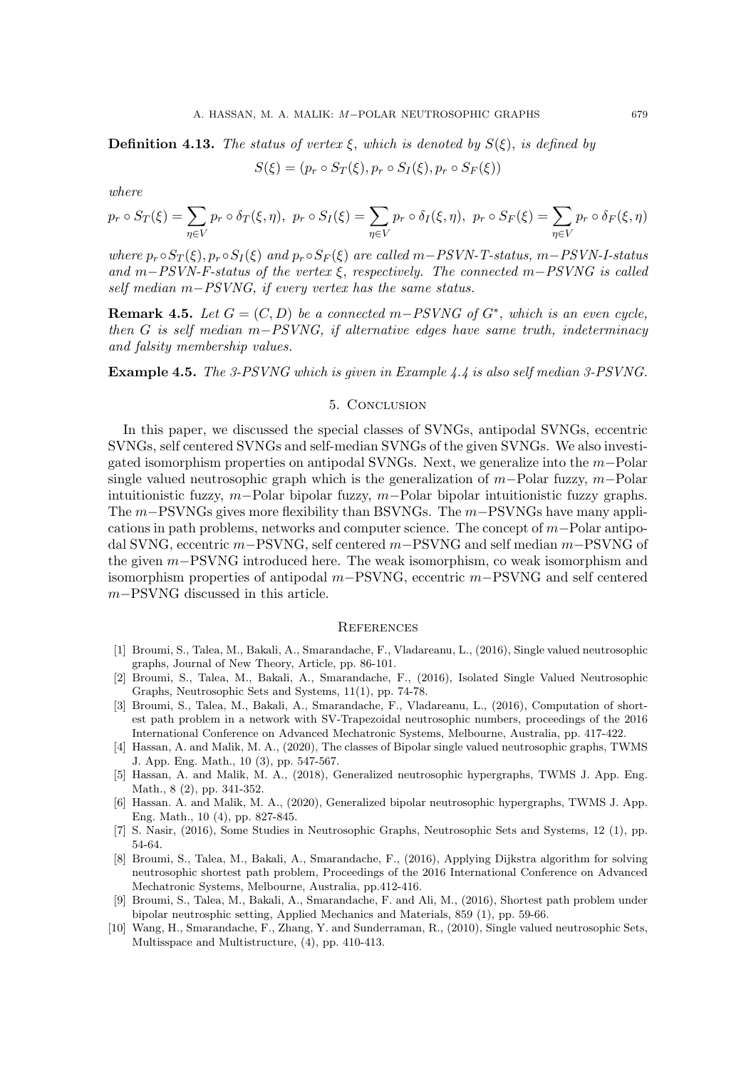**Definition 4.13.** *The status of vertex $\xi$, which is denoted by $S(\xi)$, is defined by*

$$S(\xi) = (p_r \circ S_T(\xi), p_r \circ S_I(\xi), p_r \circ S_F(\xi))$$

*where*

$$p_r \circ S_T(\xi) = \sum_{\eta \in V} p_r \circ \delta_T(\xi, \eta),\ p_r \circ S_I(\xi) = \sum_{\eta \in V} p_r \circ \delta_I(\xi, \eta),\ p_r \circ S_F(\xi) = \sum_{\eta \in V} p_r \circ \delta_F(\xi, \eta)$$

*where $p_r \circ S_T(\xi), p_r \circ S_I(\xi)$ and $p_r \circ S_F(\xi)$ are called $m-$PSVN-T-status, $m-$PSVN-I-status and $m-$PSVN-F-status of the vertex $\xi$, respectively. The connected $m-$PSVNG is called self median $m-$PSVNG, if every vertex has the same status.*

**Remark 4.5.** *Let $G = (C, D)$ be a connected $m-$PSVNG of $G^*$, which is an even cycle, then $G$ is self median $m-$PSVNG, if alternative edges have same truth, indeterminacy and falsity membership values.*

**Example 4.5.** *The 3-PSVNG which is given in Example 4.4 is also self median 3-PSVNG.*

## 5. Conclusion

In this paper, we discussed the special classes of SVNGs, antipodal SVNGs, eccentric SVNGs, self centered SVNGs and self-median SVNGs of the given SVNGs. We also investigated isomorphism properties on antipodal SVNGs. Next, we generalize into the $m-$Polar single valued neutrosophic graph which is the generalization of $m-$Polar fuzzy, $m-$Polar intuitionistic fuzzy, $m-$Polar bipolar fuzzy, $m-$Polar bipolar intuitionistic fuzzy graphs. The $m-$PSVNGs gives more flexibility than BSVNGs. The $m-$PSVNGs have many applications in path problems, networks and computer science. The concept of $m-$Polar antipodal SVNG, eccentric $m-$PSVNG, self centered $m-$PSVNG and self median $m-$PSVNG of the given $m-$PSVNG introduced here. The weak isomorphism, co weak isomorphism and isomorphism properties of antipodal $m-$PSVNG, eccentric $m-$PSVNG and self centered $m-$PSVNG discussed in this article.

## References

[1] Broumi, S., Talea, M., Bakali, A., Smarandache, F., Vladareanu, L., (2016), Single valued neutrosophic graphs, Journal of New Theory, Article, pp. 86-101.

[2] Broumi, S., Talea, M., Bakali, A., Smarandache, F., (2016), Isolated Single Valued Neutrosophic Graphs, Neutrosophic Sets and Systems, 11(1), pp. 74-78.

[3] Broumi, S., Talea, M., Bakali, A., Smarandache, F., Vladareanu, L., (2016), Computation of shortest path problem in a network with SV-Trapezoidal neutrosophic numbers, proceedings of the 2016 International Conference on Advanced Mechatronic Systems, Melbourne, Australia, pp. 417-422.

[4] Hassan, A. and Malik, M. A., (2020), The classes of Bipolar single valued neutrosophic graphs, TWMS J. App. Eng. Math., 10 (3), pp. 547-567.

[5] Hassan, A. and Malik, M. A., (2018), Generalized neutrosophic hypergraphs, TWMS J. App. Eng. Math., 8 (2), pp. 341-352.

[6] Hassan. A. and Malik, M. A., (2020), Generalized bipolar neutrosophic hypergraphs, TWMS J. App. Eng. Math., 10 (4), pp. 827-845.

[7] S. Nasir, (2016), Some Studies in Neutrosophic Graphs, Neutrosophic Sets and Systems, 12 (1), pp. 54-64.

[8] Broumi, S., Talea, M., Bakali, A., Smarandache, F., (2016), Applying Dijkstra algorithm for solving neutrosophic shortest path problem, Proceedings of the 2016 International Conference on Advanced Mechatronic Systems, Melbourne, Australia, pp.412-416.

[9] Broumi, S., Talea, M., Bakali, A., Smarandache, F. and Ali, M., (2016), Shortest path problem under bipolar neutrosphic setting, Applied Mechanics and Materials, 859 (1), pp. 59-66.

[10] Wang, H., Smarandache, F., Zhang, Y. and Sunderraman, R., (2010), Single valued neutrosophic Sets, Multisspace and Multistructure, (4), pp. 410-413.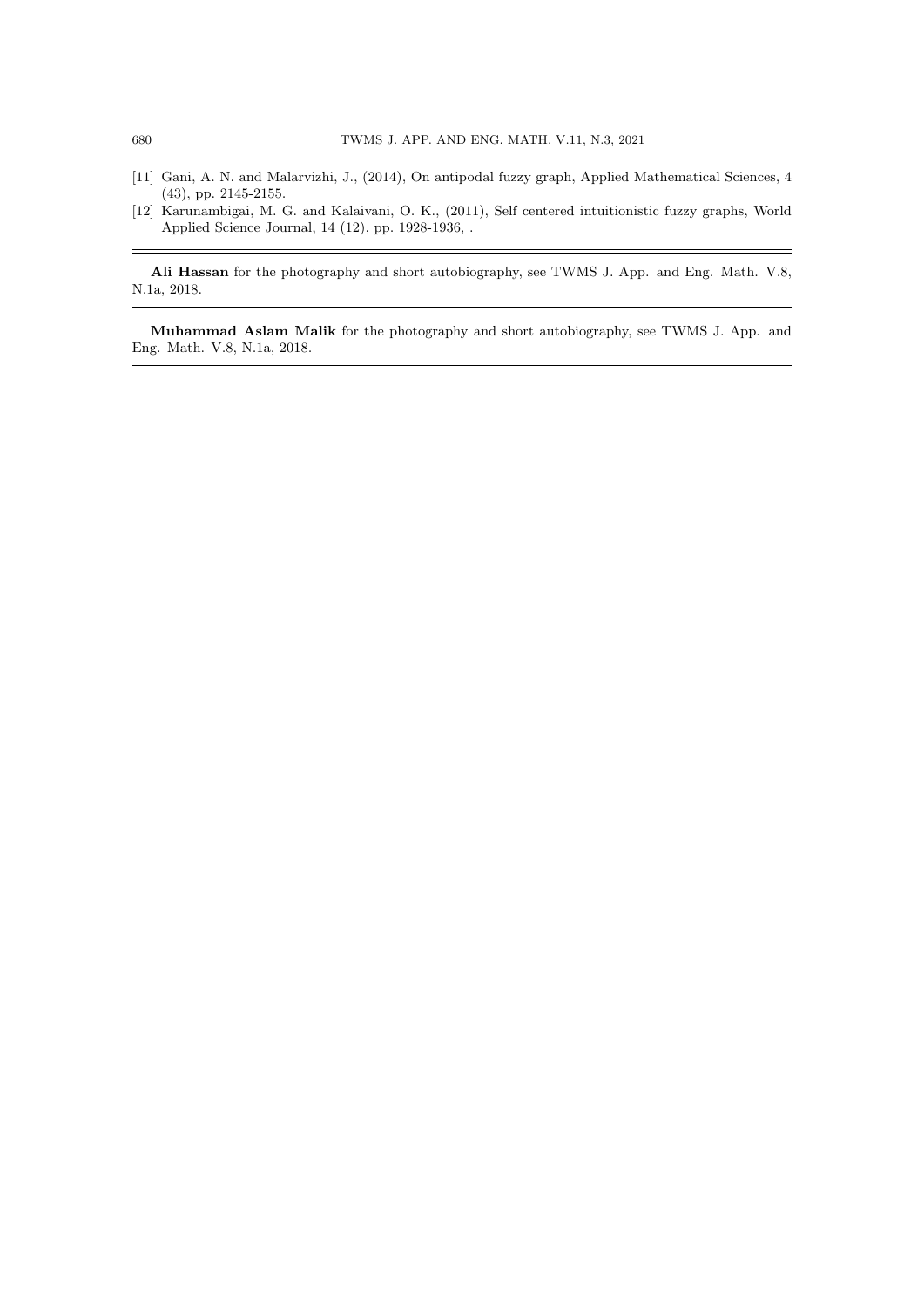[11] Gani, A. N. and Malarvizhi, J., (2014), On antipodal fuzzy graph, Applied Mathematical Sciences, 4 (43), pp. 2145-2155.

[12] Karunambigai, M. G. and Kalaivani, O. K., (2011), Self centered intuitionistic fuzzy graphs, World Applied Science Journal, 14 (12), pp. 1928-1936, .

---

**Ali Hassan** for the photography and short autobiography, see TWMS J. App. and Eng. Math. V.8, N.1a, 2018.

---

**Muhammad Aslam Malik** for the photography and short autobiography, see TWMS J. App. and Eng. Math. V.8, N.1a, 2018.